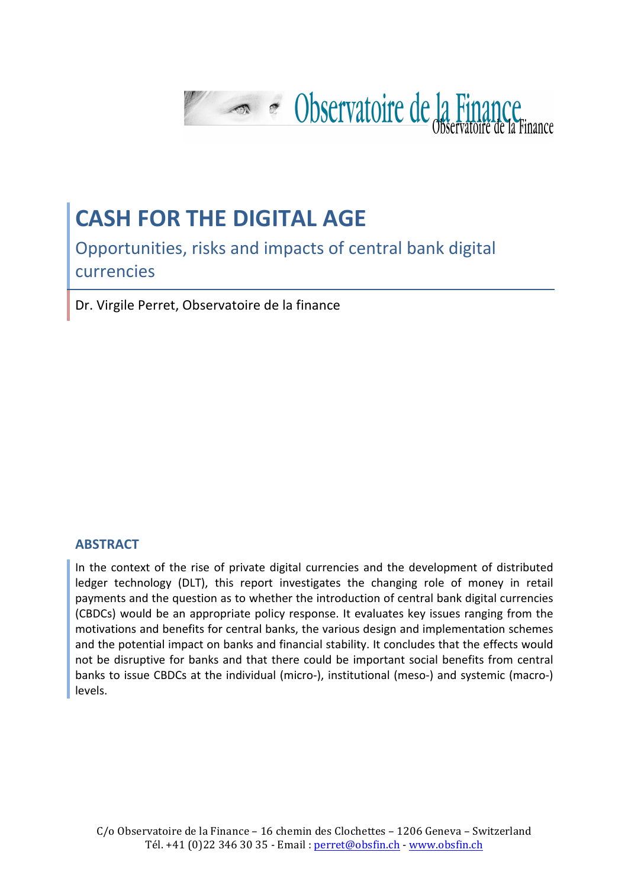# CASH FOR THE DIGITAL AGE

## Opportunities, risks and impacts of central bank digital currencies

Dr. Virgile Perret, Observatoire de la finance

### ABSTRACT

In the context of the rise of private digital currencies and the development of distributed ledger technology (DLT), this report investigates the changing role of money in retail payments and the question as to whether the introduction of central bank digital currencies (CBDCs) would be an appropriate policy response. It evaluates key issues ranging from the motivations and benefits for central banks, the various design and implementation schemes and the potential impact on banks and financial stability. It concludes that the effects would not be disruptive for banks and that there could be important social benefits from central banks to issue CBDCs at the individual (micro-), institutional (meso-) and systemic (macro-) levels.

C/o Observatoire de la Finance – 16 chemin des Clochettes – 1206 Geneva – Switzerland
Tél. +41 (0)22 346 30 35 - Email : perret@obsfin.ch - www.obsfin.ch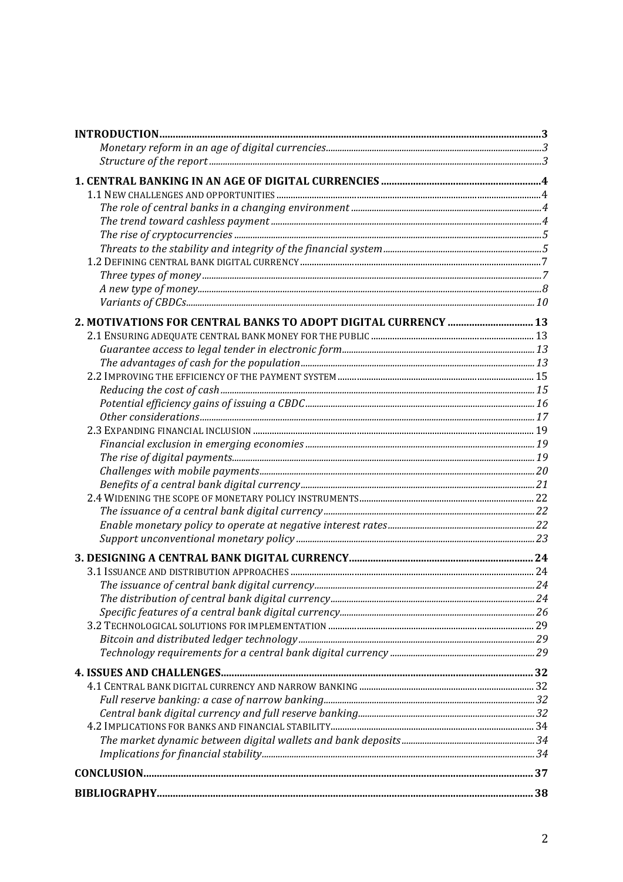**INTRODUCTION** 3

*Monetary reform in an age of digital currencies* 3

*Structure of the report* 3

**1. CENTRAL BANKING IN AN AGE OF DIGITAL CURRENCIES** 4

1.1 NEW CHALLENGES AND OPPORTUNITIES 4

*The role of central banks in a changing environment* 4

*The trend toward cashless payment* 4

*The rise of cryptocurrencies* 5

*Threats to the stability and integrity of the financial system* 5

1.2 DEFINING CENTRAL BANK DIGITAL CURRENCY 7

*Three types of money* 7

*A new type of money* 8

*Variants of CBDCs* 10

**2. MOTIVATIONS FOR CENTRAL BANKS TO ADOPT DIGITAL CURRENCY** 13

2.1 ENSURING ADEQUATE CENTRAL BANK MONEY FOR THE PUBLIC 13

*Guarantee access to legal tender in electronic form* 13

*The advantages of cash for the population* 13

2.2 IMPROVING THE EFFICIENCY OF THE PAYMENT SYSTEM 15

*Reducing the cost of cash* 15

*Potential efficiency gains of issuing a CBDC* 16

*Other considerations* 17

2.3 EXPANDING FINANCIAL INCLUSION 19

*Financial exclusion in emerging economies* 19

*The rise of digital payments* 19

*Challenges with mobile payments* 20

*Benefits of a central bank digital currency* 21

2.4 WIDENING THE SCOPE OF MONETARY POLICY INSTRUMENTS 22

*The issuance of a central bank digital currency* 22

*Enable monetary policy to operate at negative interest rates* 22

*Support unconventional monetary policy* 23

**3. DESIGNING A CENTRAL BANK DIGITAL CURRENCY** 24

3.1 ISSUANCE AND DISTRIBUTION APPROACHES 24

*The issuance of central bank digital currency* 24

*The distribution of central bank digital currency* 24

*Specific features of a central bank digital currency* 26

3.2 TECHNOLOGICAL SOLUTIONS FOR IMPLEMENTATION 29

*Bitcoin and distributed ledger technology* 29

*Technology requirements for a central bank digital currency* 29

**4. ISSUES AND CHALLENGES** 32

4.1 CENTRAL BANK DIGITAL CURRENCY AND NARROW BANKING 32

*Full reserve banking: a case of narrow banking* 32

*Central bank digital currency and full reserve banking* 32

4.2 IMPLICATIONS FOR BANKS AND FINANCIAL STABILITY 34

*The market dynamic between digital wallets and bank deposits* 34

*Implications for financial stability* 34

**CONCLUSION** 37

**BIBLIOGRAPHY** 38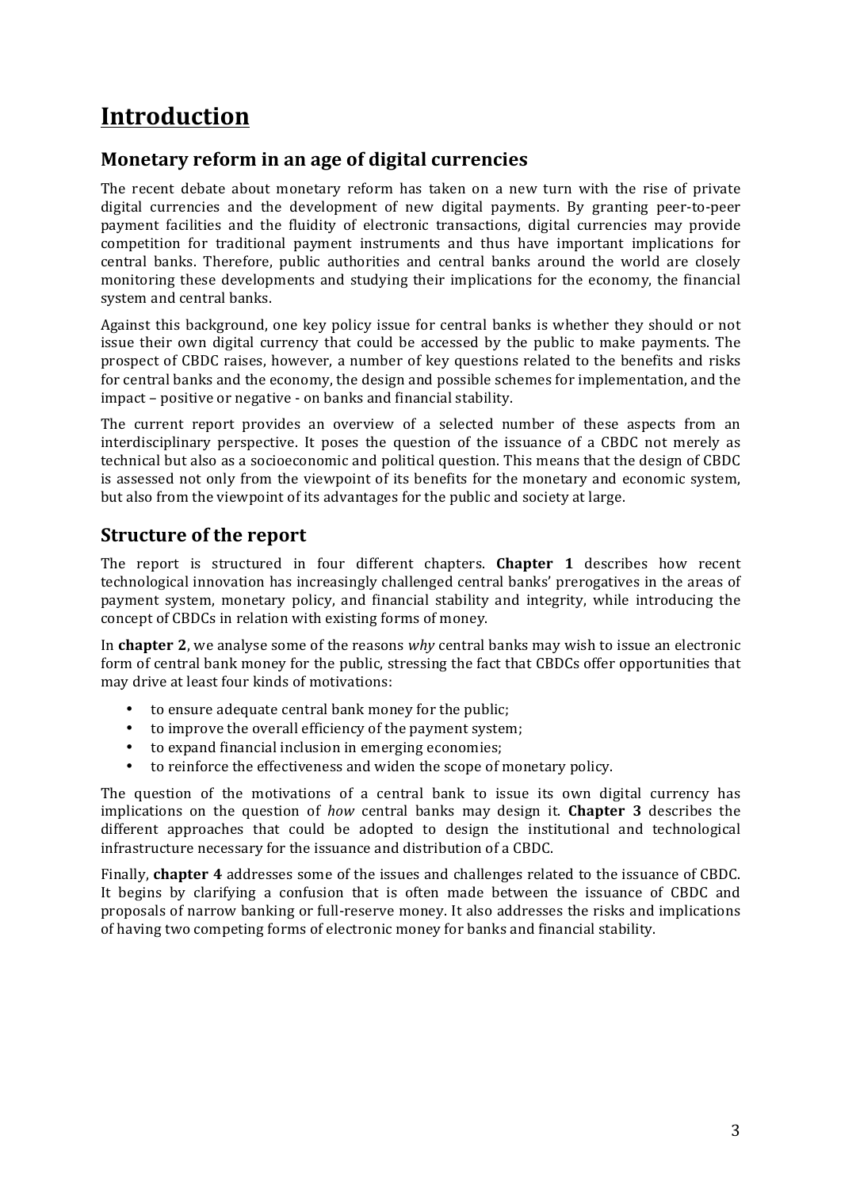# Introduction

## Monetary reform in an age of digital currencies

The recent debate about monetary reform has taken on a new turn with the rise of private digital currencies and the development of new digital payments. By granting peer-to-peer payment facilities and the fluidity of electronic transactions, digital currencies may provide competition for traditional payment instruments and thus have important implications for central banks. Therefore, public authorities and central banks around the world are closely monitoring these developments and studying their implications for the economy, the financial system and central banks.

Against this background, one key policy issue for central banks is whether they should or not issue their own digital currency that could be accessed by the public to make payments. The prospect of CBDC raises, however, a number of key questions related to the benefits and risks for central banks and the economy, the design and possible schemes for implementation, and the impact – positive or negative - on banks and financial stability.

The current report provides an overview of a selected number of these aspects from an interdisciplinary perspective. It poses the question of the issuance of a CBDC not merely as technical but also as a socioeconomic and political question. This means that the design of CBDC is assessed not only from the viewpoint of its benefits for the monetary and economic system, but also from the viewpoint of its advantages for the public and society at large.

## Structure of the report

The report is structured in four different chapters. **Chapter 1** describes how recent technological innovation has increasingly challenged central banks' prerogatives in the areas of payment system, monetary policy, and financial stability and integrity, while introducing the concept of CBDCs in relation with existing forms of money.

In **chapter 2**, we analyse some of the reasons *why* central banks may wish to issue an electronic form of central bank money for the public, stressing the fact that CBDCs offer opportunities that may drive at least four kinds of motivations:

- to ensure adequate central bank money for the public;
- to improve the overall efficiency of the payment system;
- to expand financial inclusion in emerging economies;
- to reinforce the effectiveness and widen the scope of monetary policy.

The question of the motivations of a central bank to issue its own digital currency has implications on the question of *how* central banks may design it. **Chapter 3** describes the different approaches that could be adopted to design the institutional and technological infrastructure necessary for the issuance and distribution of a CBDC.

Finally, **chapter 4** addresses some of the issues and challenges related to the issuance of CBDC. It begins by clarifying a confusion that is often made between the issuance of CBDC and proposals of narrow banking or full-reserve money. It also addresses the risks and implications of having two competing forms of electronic money for banks and financial stability.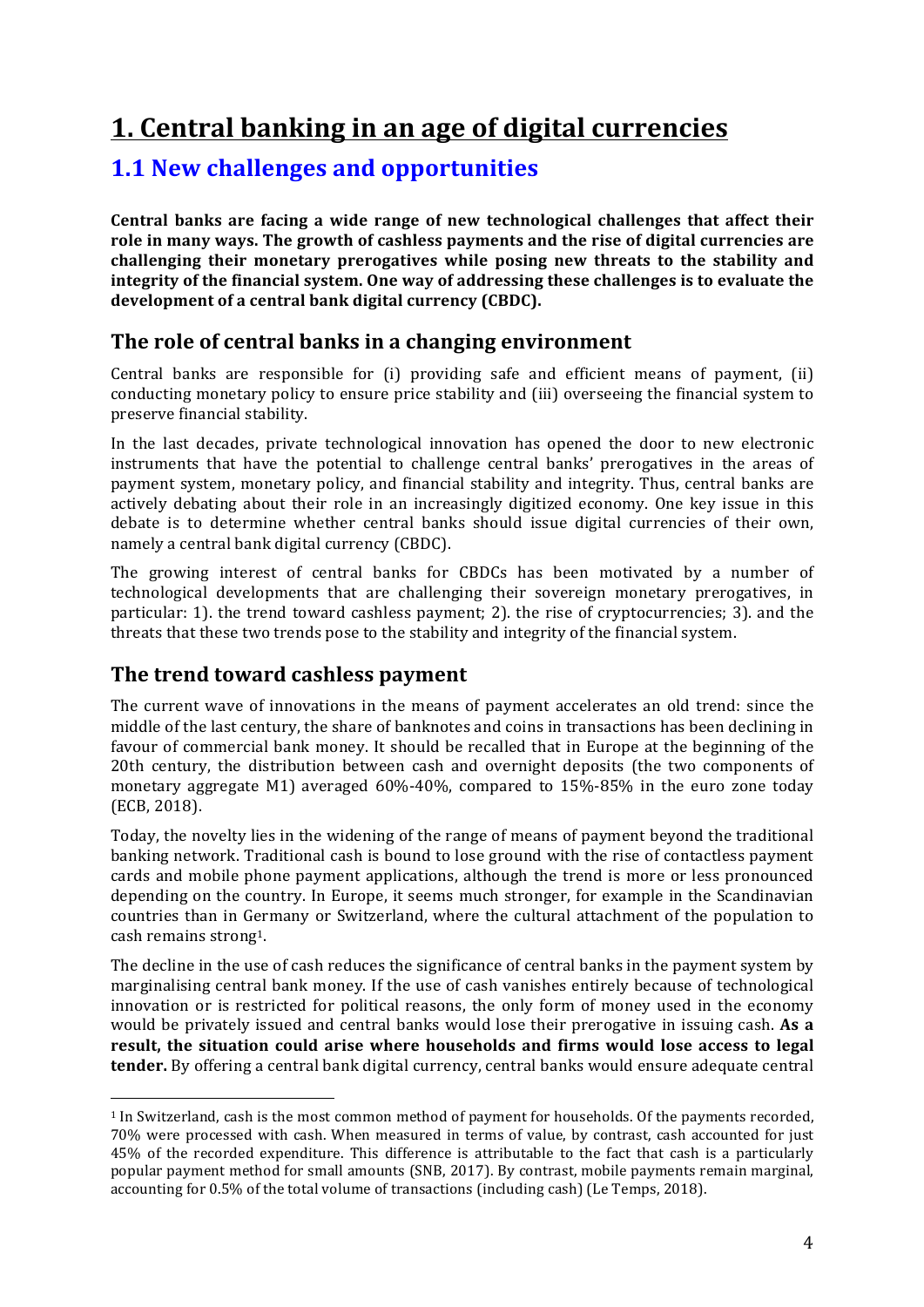# 1. Central banking in an age of digital currencies

## 1.1 New challenges and opportunities

**Central banks are facing a wide range of new technological challenges that affect their role in many ways. The growth of cashless payments and the rise of digital currencies are challenging their monetary prerogatives while posing new threats to the stability and integrity of the financial system. One way of addressing these challenges is to evaluate the development of a central bank digital currency (CBDC).**

### The role of central banks in a changing environment

Central banks are responsible for (i) providing safe and efficient means of payment, (ii) conducting monetary policy to ensure price stability and (iii) overseeing the financial system to preserve financial stability.

In the last decades, private technological innovation has opened the door to new electronic instruments that have the potential to challenge central banks' prerogatives in the areas of payment system, monetary policy, and financial stability and integrity. Thus, central banks are actively debating about their role in an increasingly digitized economy. One key issue in this debate is to determine whether central banks should issue digital currencies of their own, namely a central bank digital currency (CBDC).

The growing interest of central banks for CBDCs has been motivated by a number of technological developments that are challenging their sovereign monetary prerogatives, in particular: 1). the trend toward cashless payment; 2). the rise of cryptocurrencies; 3). and the threats that these two trends pose to the stability and integrity of the financial system.

### The trend toward cashless payment

The current wave of innovations in the means of payment accelerates an old trend: since the middle of the last century, the share of banknotes and coins in transactions has been declining in favour of commercial bank money. It should be recalled that in Europe at the beginning of the 20th century, the distribution between cash and overnight deposits (the two components of monetary aggregate M1) averaged 60%-40%, compared to 15%-85% in the euro zone today (ECB, 2018).

Today, the novelty lies in the widening of the range of means of payment beyond the traditional banking network. Traditional cash is bound to lose ground with the rise of contactless payment cards and mobile phone payment applications, although the trend is more or less pronounced depending on the country. In Europe, it seems much stronger, for example in the Scandinavian countries than in Germany or Switzerland, where the cultural attachment of the population to cash remains strong[1].

The decline in the use of cash reduces the significance of central banks in the payment system by marginalising central bank money. If the use of cash vanishes entirely because of technological innovation or is restricted for political reasons, the only form of money used in the economy would be privately issued and central banks would lose their prerogative in issuing cash. **As a result, the situation could arise where households and firms would lose access to legal tender.** By offering a central bank digital currency, central banks would ensure adequate central

[1] In Switzerland, cash is the most common method of payment for households. Of the payments recorded, 70% were processed with cash. When measured in terms of value, by contrast, cash accounted for just 45% of the recorded expenditure. This difference is attributable to the fact that cash is a particularly popular payment method for small amounts (SNB, 2017). By contrast, mobile payments remain marginal, accounting for 0.5% of the total volume of transactions (including cash) (Le Temps, 2018).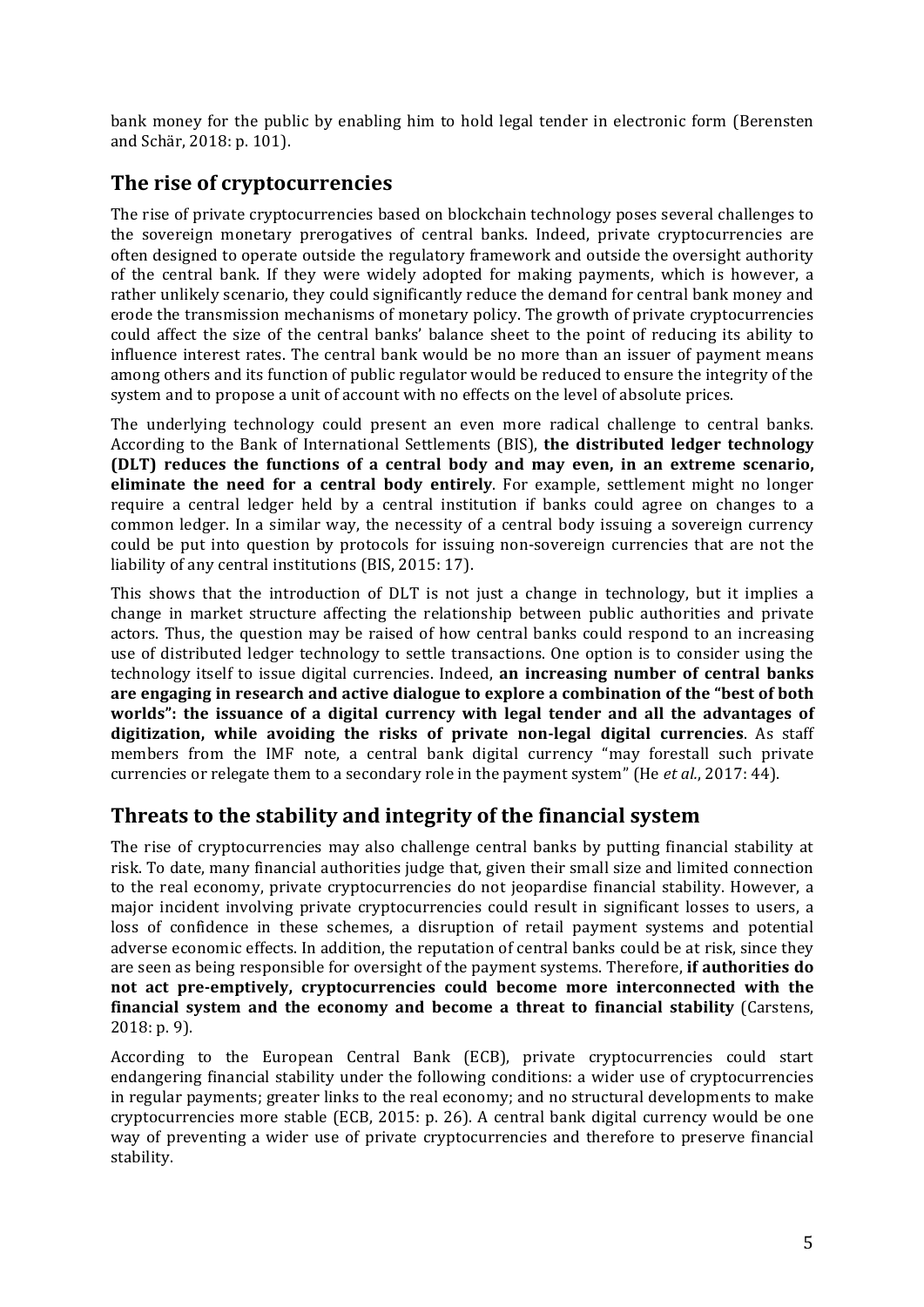bank money for the public by enabling him to hold legal tender in electronic form (Berensten and Schär, 2018: p. 101).

## The rise of cryptocurrencies

The rise of private cryptocurrencies based on blockchain technology poses several challenges to the sovereign monetary prerogatives of central banks. Indeed, private cryptocurrencies are often designed to operate outside the regulatory framework and outside the oversight authority of the central bank. If they were widely adopted for making payments, which is however, a rather unlikely scenario, they could significantly reduce the demand for central bank money and erode the transmission mechanisms of monetary policy. The growth of private cryptocurrencies could affect the size of the central banks' balance sheet to the point of reducing its ability to influence interest rates. The central bank would be no more than an issuer of payment means among others and its function of public regulator would be reduced to ensure the integrity of the system and to propose a unit of account with no effects on the level of absolute prices.

The underlying technology could present an even more radical challenge to central banks. According to the Bank of International Settlements (BIS), **the distributed ledger technology (DLT) reduces the functions of a central body and may even, in an extreme scenario, eliminate the need for a central body entirely**. For example, settlement might no longer require a central ledger held by a central institution if banks could agree on changes to a common ledger. In a similar way, the necessity of a central body issuing a sovereign currency could be put into question by protocols for issuing non-sovereign currencies that are not the liability of any central institutions (BIS, 2015: 17).

This shows that the introduction of DLT is not just a change in technology, but it implies a change in market structure affecting the relationship between public authorities and private actors. Thus, the question may be raised of how central banks could respond to an increasing use of distributed ledger technology to settle transactions. One option is to consider using the technology itself to issue digital currencies. Indeed, **an increasing number of central banks are engaging in research and active dialogue to explore a combination of the "best of both worlds": the issuance of a digital currency with legal tender and all the advantages of digitization, while avoiding the risks of private non-legal digital currencies**. As staff members from the IMF note, a central bank digital currency "may forestall such private currencies or relegate them to a secondary role in the payment system" (He *et al.*, 2017: 44).

## Threats to the stability and integrity of the financial system

The rise of cryptocurrencies may also challenge central banks by putting financial stability at risk. To date, many financial authorities judge that, given their small size and limited connection to the real economy, private cryptocurrencies do not jeopardise financial stability. However, a major incident involving private cryptocurrencies could result in significant losses to users, a loss of confidence in these schemes, a disruption of retail payment systems and potential adverse economic effects. In addition, the reputation of central banks could be at risk, since they are seen as being responsible for oversight of the payment systems. Therefore, **if authorities do not act pre-emptively, cryptocurrencies could become more interconnected with the financial system and the economy and become a threat to financial stability** (Carstens, 2018: p. 9).

According to the European Central Bank (ECB), private cryptocurrencies could start endangering financial stability under the following conditions: a wider use of cryptocurrencies in regular payments; greater links to the real economy; and no structural developments to make cryptocurrencies more stable (ECB, 2015: p. 26). A central bank digital currency would be one way of preventing a wider use of private cryptocurrencies and therefore to preserve financial stability.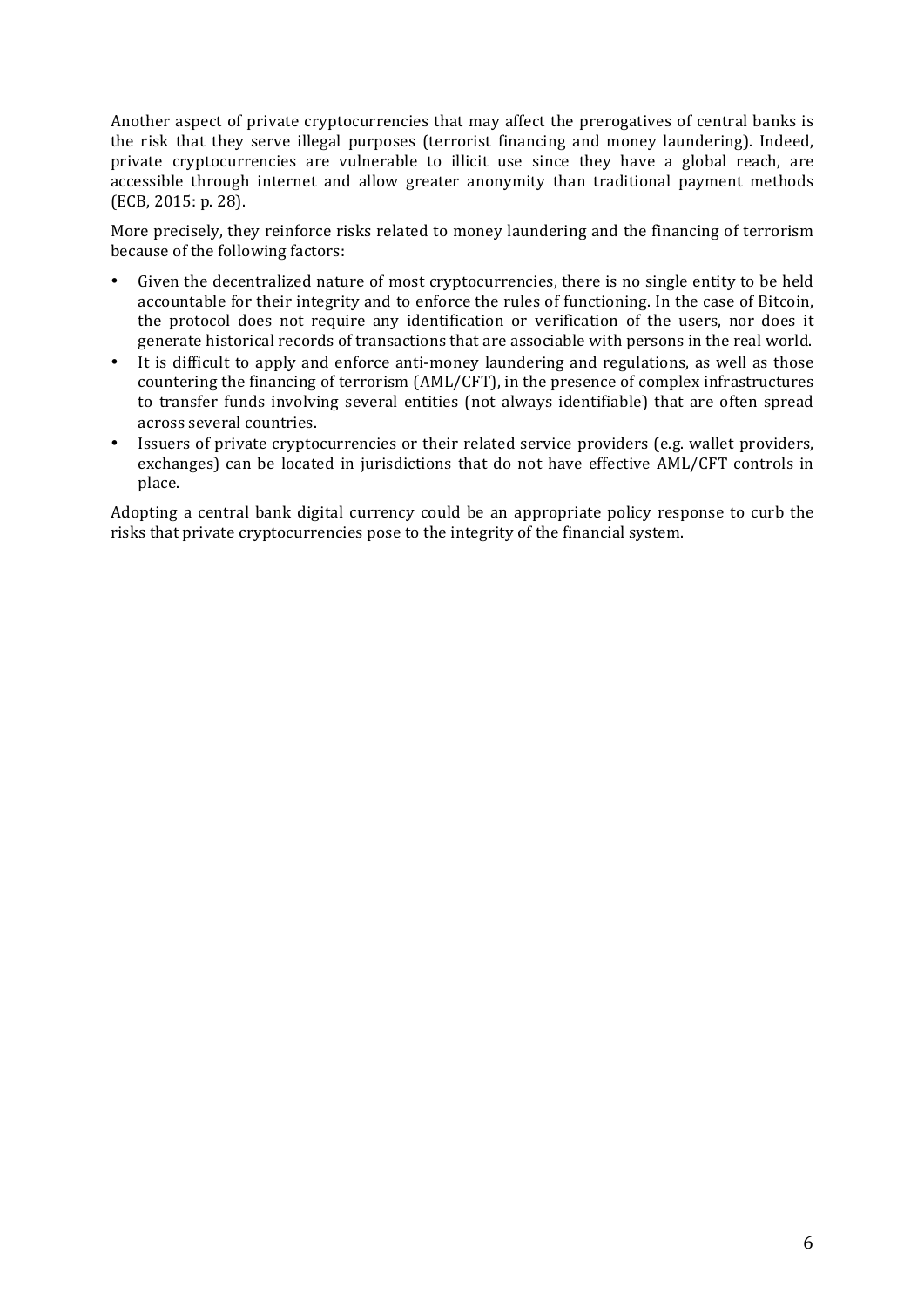Another aspect of private cryptocurrencies that may affect the prerogatives of central banks is the risk that they serve illegal purposes (terrorist financing and money laundering). Indeed, private cryptocurrencies are vulnerable to illicit use since they have a global reach, are accessible through internet and allow greater anonymity than traditional payment methods (ECB, 2015: p. 28).

More precisely, they reinforce risks related to money laundering and the financing of terrorism because of the following factors:

- Given the decentralized nature of most cryptocurrencies, there is no single entity to be held accountable for their integrity and to enforce the rules of functioning. In the case of Bitcoin, the protocol does not require any identification or verification of the users, nor does it generate historical records of transactions that are associable with persons in the real world.
- It is difficult to apply and enforce anti-money laundering and regulations, as well as those countering the financing of terrorism (AML/CFT), in the presence of complex infrastructures to transfer funds involving several entities (not always identifiable) that are often spread across several countries.
- Issuers of private cryptocurrencies or their related service providers (e.g. wallet providers, exchanges) can be located in jurisdictions that do not have effective AML/CFT controls in place.

Adopting a central bank digital currency could be an appropriate policy response to curb the risks that private cryptocurrencies pose to the integrity of the financial system.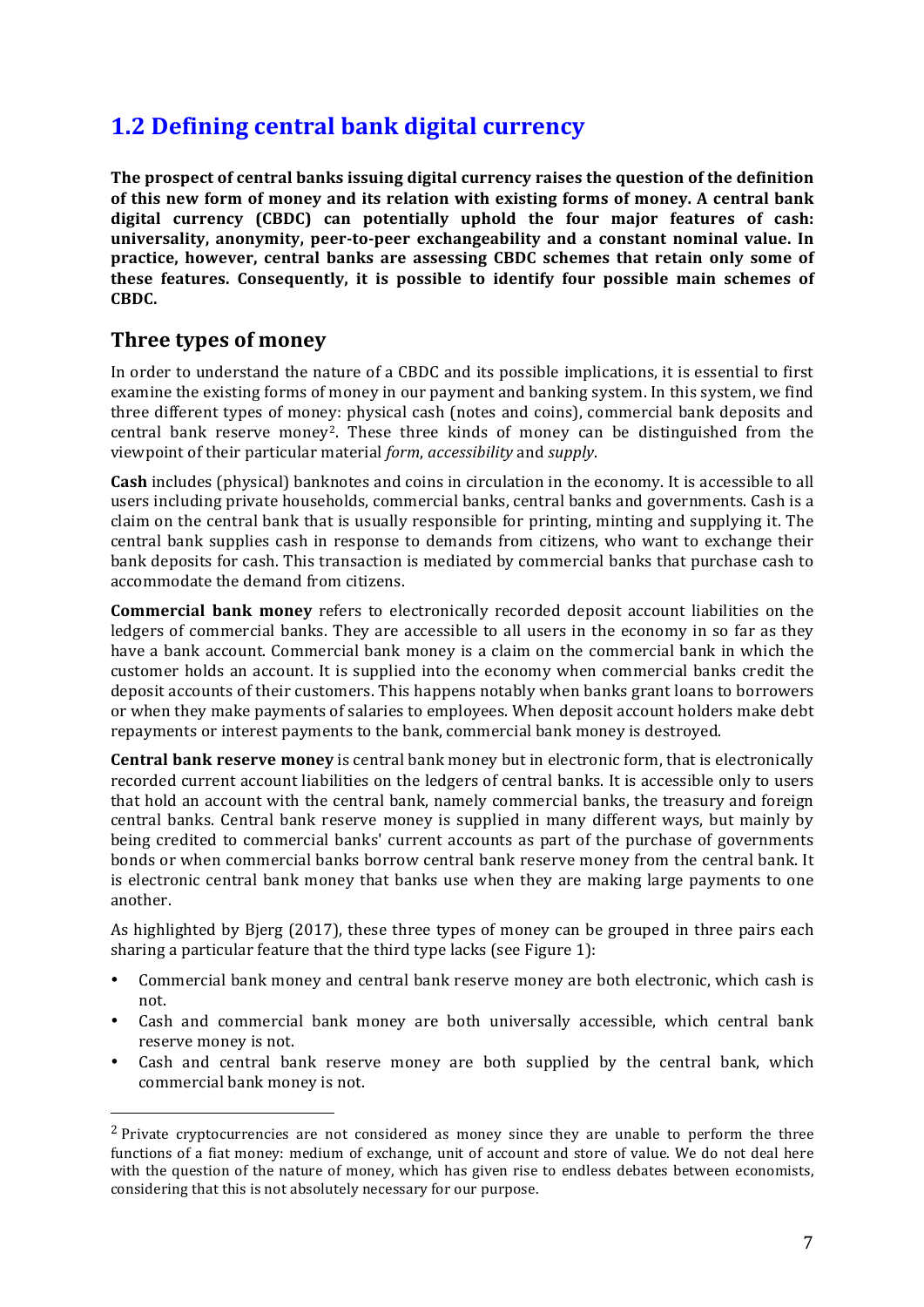## 1.2 Defining central bank digital currency

**The prospect of central banks issuing digital currency raises the question of the definition of this new form of money and its relation with existing forms of money. A central bank digital currency (CBDC) can potentially uphold the four major features of cash: universality, anonymity, peer-to-peer exchangeability and a constant nominal value. In practice, however, central banks are assessing CBDC schemes that retain only some of these features. Consequently, it is possible to identify four possible main schemes of CBDC.**

### Three types of money

In order to understand the nature of a CBDC and its possible implications, it is essential to first examine the existing forms of money in our payment and banking system. In this system, we find three different types of money: physical cash (notes and coins), commercial bank deposits and central bank reserve money[2]. These three kinds of money can be distinguished from the viewpoint of their particular material *form*, *accessibility* and *supply*.

**Cash** includes (physical) banknotes and coins in circulation in the economy. It is accessible to all users including private households, commercial banks, central banks and governments. Cash is a claim on the central bank that is usually responsible for printing, minting and supplying it. The central bank supplies cash in response to demands from citizens, who want to exchange their bank deposits for cash. This transaction is mediated by commercial banks that purchase cash to accommodate the demand from citizens.

**Commercial bank money** refers to electronically recorded deposit account liabilities on the ledgers of commercial banks. They are accessible to all users in the economy in so far as they have a bank account. Commercial bank money is a claim on the commercial bank in which the customer holds an account. It is supplied into the economy when commercial banks credit the deposit accounts of their customers. This happens notably when banks grant loans to borrowers or when they make payments of salaries to employees. When deposit account holders make debt repayments or interest payments to the bank, commercial bank money is destroyed.

**Central bank reserve money** is central bank money but in electronic form, that is electronically recorded current account liabilities on the ledgers of central banks. It is accessible only to users that hold an account with the central bank, namely commercial banks, the treasury and foreign central banks. Central bank reserve money is supplied in many different ways, but mainly by being credited to commercial banks' current accounts as part of the purchase of governments bonds or when commercial banks borrow central bank reserve money from the central bank. It is electronic central bank money that banks use when they are making large payments to one another.

As highlighted by Bjerg (2017), these three types of money can be grouped in three pairs each sharing a particular feature that the third type lacks (see Figure 1):

- Commercial bank money and central bank reserve money are both electronic, which cash is not.
- Cash and commercial bank money are both universally accessible, which central bank reserve money is not.
- Cash and central bank reserve money are both supplied by the central bank, which commercial bank money is not.

[2] Private cryptocurrencies are not considered as money since they are unable to perform the three functions of a fiat money: medium of exchange, unit of account and store of value. We do not deal here with the question of the nature of money, which has given rise to endless debates between economists, considering that this is not absolutely necessary for our purpose.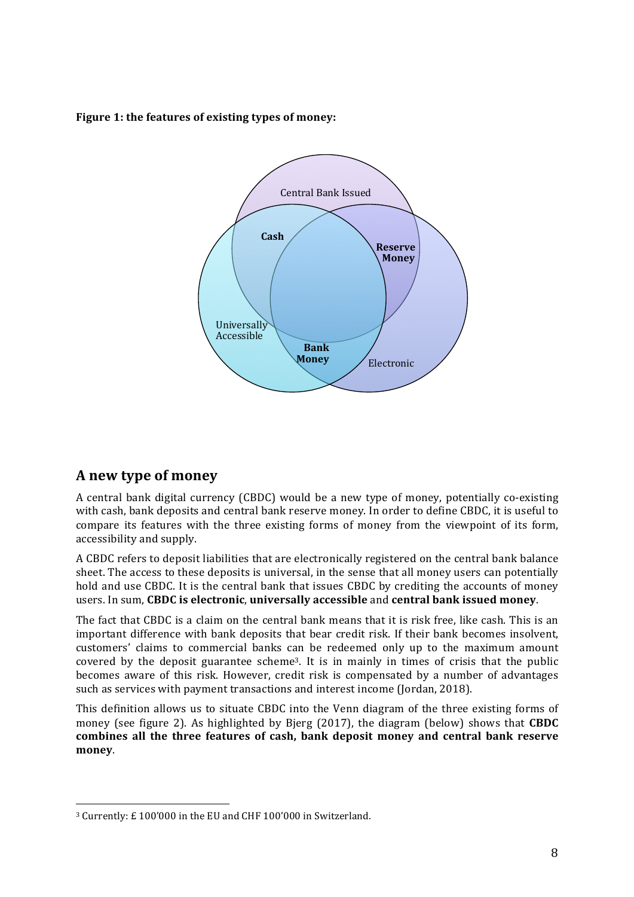**Figure 1: the features of existing types of money:**

## A new type of money

A central bank digital currency (CBDC) would be a new type of money, potentially co-existing with cash, bank deposits and central bank reserve money. In order to define CBDC, it is useful to compare its features with the three existing forms of money from the viewpoint of its form, accessibility and supply.

A CBDC refers to deposit liabilities that are electronically registered on the central bank balance sheet. The access to these deposits is universal, in the sense that all money users can potentially hold and use CBDC. It is the central bank that issues CBDC by crediting the accounts of money users. In sum, **CBDC is electronic**, **universally accessible** and **central bank issued money**.

The fact that CBDC is a claim on the central bank means that it is risk free, like cash. This is an important difference with bank deposits that bear credit risk. If their bank becomes insolvent, customers' claims to commercial banks can be redeemed only up to the maximum amount covered by the deposit guarantee scheme[3]. It is in mainly in times of crisis that the public becomes aware of this risk. However, credit risk is compensated by a number of advantages such as services with payment transactions and interest income (Jordan, 2018).

This definition allows us to situate CBDC into the Venn diagram of the three existing forms of money (see figure 2). As highlighted by Bjerg (2017), the diagram (below) shows that **CBDC combines all the three features of cash, bank deposit money and central bank reserve money**.

[3] Currently: £ 100'000 in the EU and CHF 100'000 in Switzerland.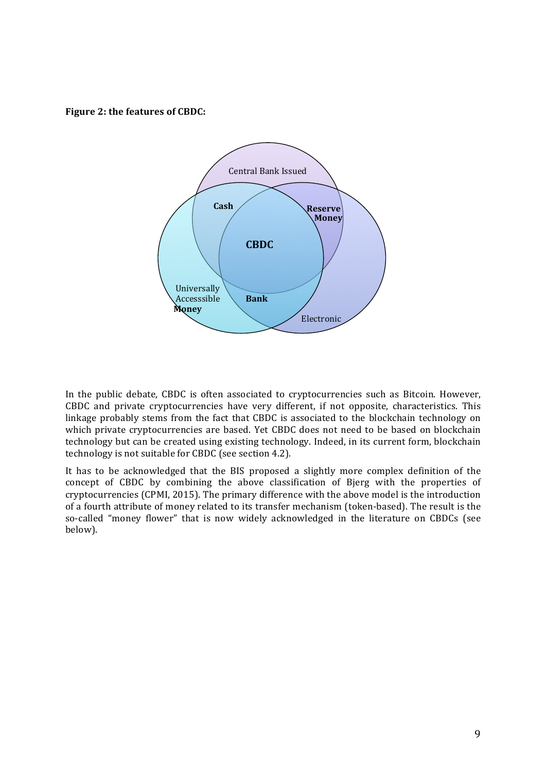**Figure 2: the features of CBDC:**

Central Bank Issued

Cash

Reserve Money

CBDC

Universally Accesssible Money

Bank

Electronic

In the public debate, CBDC is often associated to cryptocurrencies such as Bitcoin. However, CBDC and private cryptocurrencies have very different, if not opposite, characteristics. This linkage probably stems from the fact that CBDC is associated to the blockchain technology on which private cryptocurrencies are based. Yet CBDC does not need to be based on blockchain technology but can be created using existing technology. Indeed, in its current form, blockchain technology is not suitable for CBDC (see section 4.2).

It has to be acknowledged that the BIS proposed a slightly more complex definition of the concept of CBDC by combining the above classification of Bjerg with the properties of cryptocurrencies (CPMI, 2015). The primary difference with the above model is the introduction of a fourth attribute of money related to its transfer mechanism (token-based). The result is the so-called "money flower" that is now widely acknowledged in the literature on CBDCs (see below).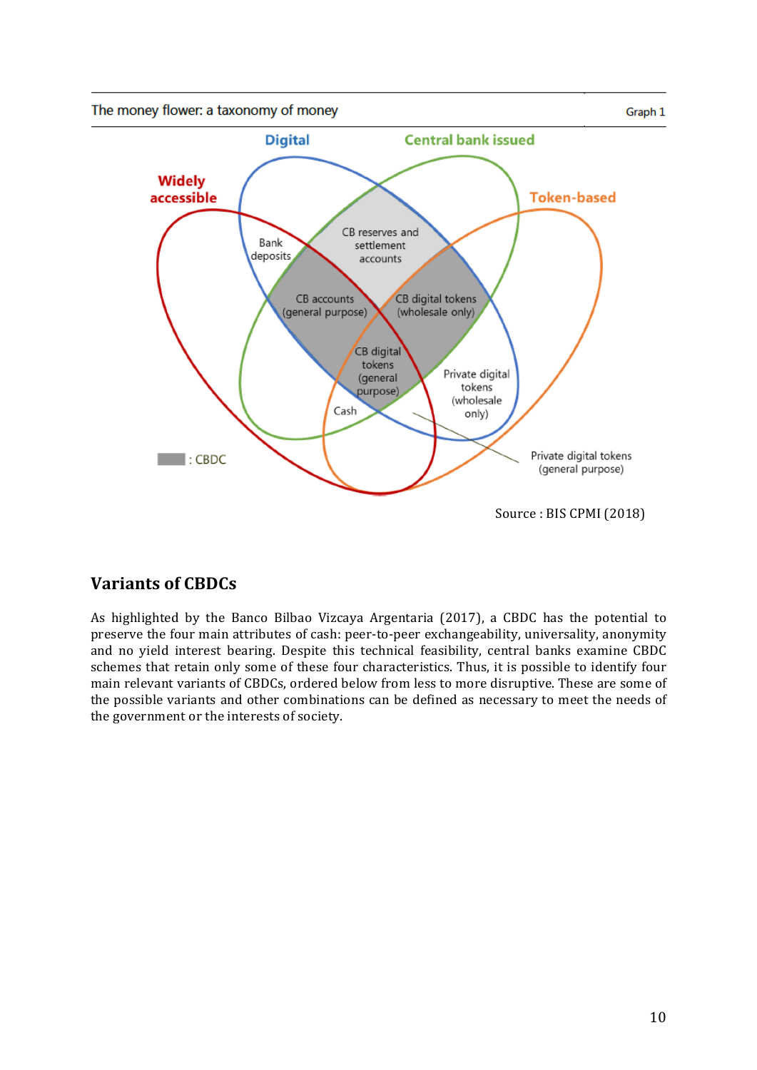The money flower: a taxonomy of money

Graph 1

Digital | Central bank issued | Widely accessible | Token-based

Bank deposits | CB reserves and settlement accounts | CB accounts (general purpose) | CB digital tokens (wholesale only) | CB digital tokens (general purpose) | Private digital tokens (wholesale only) | Cash | Private digital tokens (general purpose)

: CBDC

Source : BIS CPMI (2018)

## Variants of CBDCs

As highlighted by the Banco Bilbao Vizcaya Argentaria (2017), a CBDC has the potential to preserve the four main attributes of cash: peer-to-peer exchangeability, universality, anonymity and no yield interest bearing. Despite this technical feasibility, central banks examine CBDC schemes that retain only some of these four characteristics. Thus, it is possible to identify four main relevant variants of CBDCs, ordered below from less to more disruptive. These are some of the possible variants and other combinations can be defined as necessary to meet the needs of the government or the interests of society.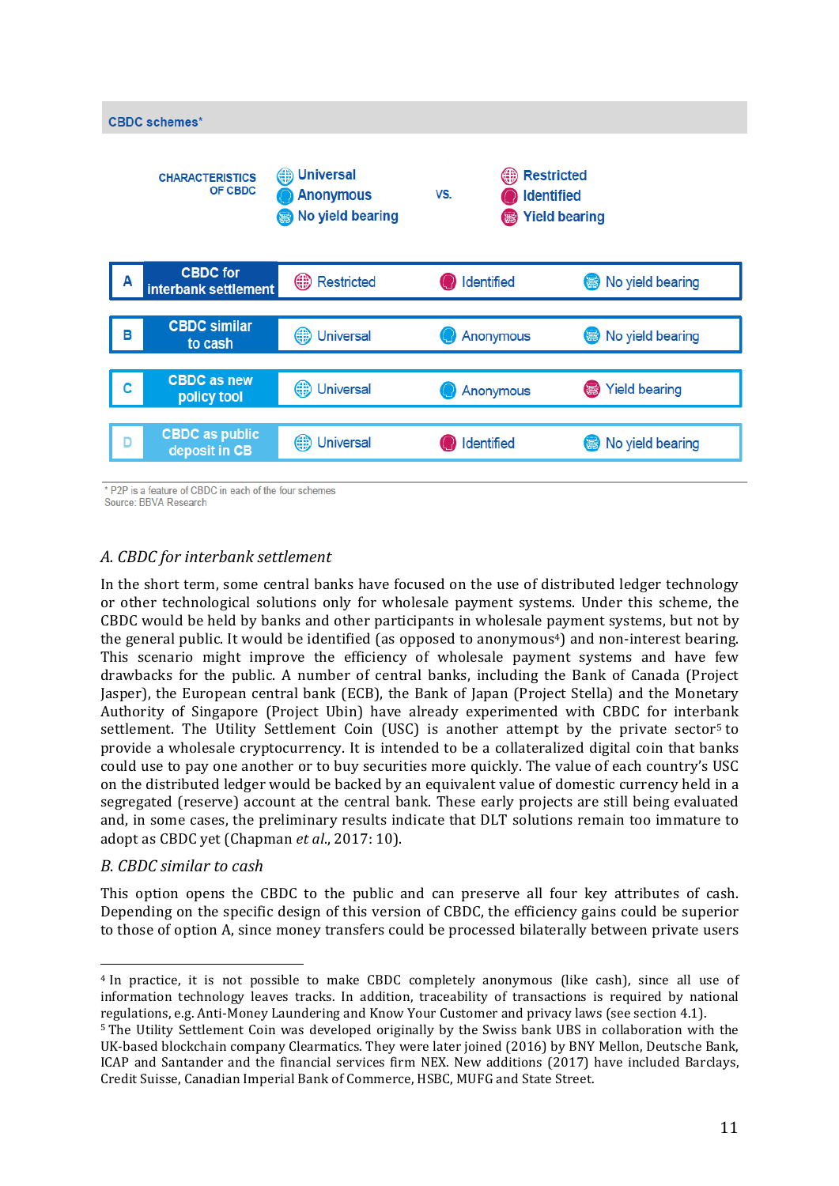**CBDC schemes***

CHARACTERISTICS OF CBDC: Universal, Anonymous, No yield bearing vs. Restricted, Identified, Yield bearing

| | Scheme | | | |
|---|---|---|---|---|
| A | CBDC for interbank settlement | Restricted | Identified | No yield bearing |
| B | CBDC similar to cash | Universal | Anonymous | No yield bearing |
| C | CBDC as new policy tool | Universal | Anonymous | Yield bearing |
| D | CBDC as public deposit in CB | Universal | Identified | No yield bearing |

\* P2P is a feature of CBDC in each of the four schemes
Source: BBVA Research

*A. CBDC for interbank settlement*

In the short term, some central banks have focused on the use of distributed ledger technology or other technological solutions only for wholesale payment systems. Under this scheme, the CBDC would be held by banks and other participants in wholesale payment systems, but not by the general public. It would be identified (as opposed to anonymous[4]) and non-interest bearing. This scenario might improve the efficiency of wholesale payment systems and have few drawbacks for the public. A number of central banks, including the Bank of Canada (Project Jasper), the European central bank (ECB), the Bank of Japan (Project Stella) and the Monetary Authority of Singapore (Project Ubin) have already experimented with CBDC for interbank settlement. The Utility Settlement Coin (USC) is another attempt by the private sector[5] to provide a wholesale cryptocurrency. It is intended to be a collateralized digital coin that banks could use to pay one another or to buy securities more quickly. The value of each country's USC on the distributed ledger would be backed by an equivalent value of domestic currency held in a segregated (reserve) account at the central bank. These early projects are still being evaluated and, in some cases, the preliminary results indicate that DLT solutions remain too immature to adopt as CBDC yet (Chapman *et al.*, 2017: 10).

*B. CBDC similar to cash*

This option opens the CBDC to the public and can preserve all four key attributes of cash. Depending on the specific design of this version of CBDC, the efficiency gains could be superior to those of option A, since money transfers could be processed bilaterally between private users

---

[4] In practice, it is not possible to make CBDC completely anonymous (like cash), since all use of information technology leaves tracks. In addition, traceability of transactions is required by national regulations, e.g. Anti-Money Laundering and Know Your Customer and privacy laws (see section 4.1).

[5] The Utility Settlement Coin was developed originally by the Swiss bank UBS in collaboration with the UK-based blockchain company Clearmatics. They were later joined (2016) by BNY Mellon, Deutsche Bank, ICAP and Santander and the financial services firm NEX. New additions (2017) have included Barclays, Credit Suisse, Canadian Imperial Bank of Commerce, HSBC, MUFG and State Street.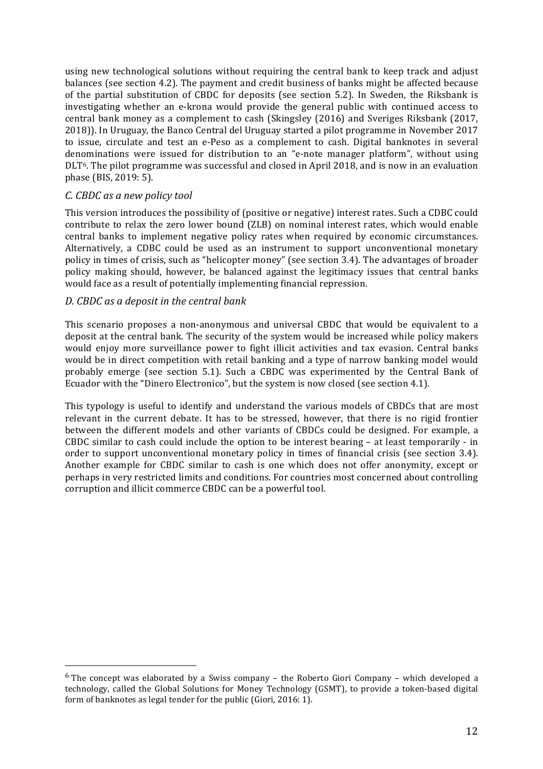using new technological solutions without requiring the central bank to keep track and adjust balances (see section 4.2). The payment and credit business of banks might be affected because of the partial substitution of CBDC for deposits (see section 5.2). In Sweden, the Riksbank is investigating whether an e-krona would provide the general public with continued access to central bank money as a complement to cash (Skingsley (2016) and Sveriges Riksbank (2017, 2018)). In Uruguay, the Banco Central del Uruguay started a pilot programme in November 2017 to issue, circulate and test an e-Peso as a complement to cash. Digital banknotes in several denominations were issued for distribution to an "e-note manager platform", without using DLT[6]. The pilot programme was successful and closed in April 2018, and is now in an evaluation phase (BIS, 2019: 5).

### *C. CBDC as a new policy tool*

This version introduces the possibility of (positive or negative) interest rates. Such a CDBC could contribute to relax the zero lower bound (ZLB) on nominal interest rates, which would enable central banks to implement negative policy rates when required by economic circumstances. Alternatively, a CDBC could be used as an instrument to support unconventional monetary policy in times of crisis, such as "helicopter money" (see section 3.4). The advantages of broader policy making should, however, be balanced against the legitimacy issues that central banks would face as a result of potentially implementing financial repression.

### *D. CBDC as a deposit in the central bank*

This scenario proposes a non-anonymous and universal CBDC that would be equivalent to a deposit at the central bank. The security of the system would be increased while policy makers would enjoy more surveillance power to fight illicit activities and tax evasion. Central banks would be in direct competition with retail banking and a type of narrow banking model would probably emerge (see section 5.1). Such a CBDC was experimented by the Central Bank of Ecuador with the "Dinero Electronico", but the system is now closed (see section 4.1).

This typology is useful to identify and understand the various models of CBDCs that are most relevant in the current debate. It has to be stressed, however, that there is no rigid frontier between the different models and other variants of CBDCs could be designed. For example, a CBDC similar to cash could include the option to be interest bearing – at least temporarily - in order to support unconventional monetary policy in times of financial crisis (see section 3.4). Another example for CBDC similar to cash is one which does not offer anonymity, except or perhaps in very restricted limits and conditions. For countries most concerned about controlling corruption and illicit commerce CBDC can be a powerful tool.

---

[6] The concept was elaborated by a Swiss company – the Roberto Giori Company – which developed a technology, called the Global Solutions for Money Technology (GSMT), to provide a token-based digital form of banknotes as legal tender for the public (Giori, 2016: 1).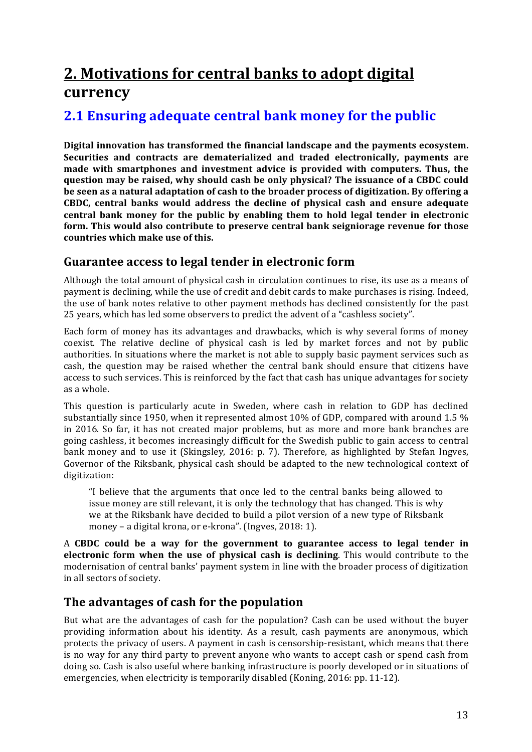# 2. Motivations for central banks to adopt digital currency

## 2.1 Ensuring adequate central bank money for the public

**Digital innovation has transformed the financial landscape and the payments ecosystem. Securities and contracts are dematerialized and traded electronically, payments are made with smartphones and investment advice is provided with computers. Thus, the question may be raised, why should cash be only physical? The issuance of a CBDC could be seen as a natural adaptation of cash to the broader process of digitization. By offering a CBDC, central banks would address the decline of physical cash and ensure adequate central bank money for the public by enabling them to hold legal tender in electronic form. This would also contribute to preserve central bank seigniorage revenue for those countries which make use of this.**

### Guarantee access to legal tender in electronic form

Although the total amount of physical cash in circulation continues to rise, its use as a means of payment is declining, while the use of credit and debit cards to make purchases is rising. Indeed, the use of bank notes relative to other payment methods has declined consistently for the past 25 years, which has led some observers to predict the advent of a "cashless society".

Each form of money has its advantages and drawbacks, which is why several forms of money coexist. The relative decline of physical cash is led by market forces and not by public authorities. In situations where the market is not able to supply basic payment services such as cash, the question may be raised whether the central bank should ensure that citizens have access to such services. This is reinforced by the fact that cash has unique advantages for society as a whole.

This question is particularly acute in Sweden, where cash in relation to GDP has declined substantially since 1950, when it represented almost 10% of GDP, compared with around 1.5 % in 2016. So far, it has not created major problems, but as more and more bank branches are going cashless, it becomes increasingly difficult for the Swedish public to gain access to central bank money and to use it (Skingsley, 2016: p. 7). Therefore, as highlighted by Stefan Ingves, Governor of the Riksbank, physical cash should be adapted to the new technological context of digitization:

> "I believe that the arguments that once led to the central banks being allowed to issue money are still relevant, it is only the technology that has changed. This is why we at the Riksbank have decided to build a pilot version of a new type of Riksbank money – a digital krona, or e-krona". (Ingves, 2018: 1).

A **CBDC could be a way for the government to guarantee access to legal tender in electronic form when the use of physical cash is declining**. This would contribute to the modernisation of central banks' payment system in line with the broader process of digitization in all sectors of society.

### The advantages of cash for the population

But what are the advantages of cash for the population? Cash can be used without the buyer providing information about his identity. As a result, cash payments are anonymous, which protects the privacy of users. A payment in cash is censorship-resistant, which means that there is no way for any third party to prevent anyone who wants to accept cash or spend cash from doing so. Cash is also useful where banking infrastructure is poorly developed or in situations of emergencies, when electricity is temporarily disabled (Koning, 2016: pp. 11-12).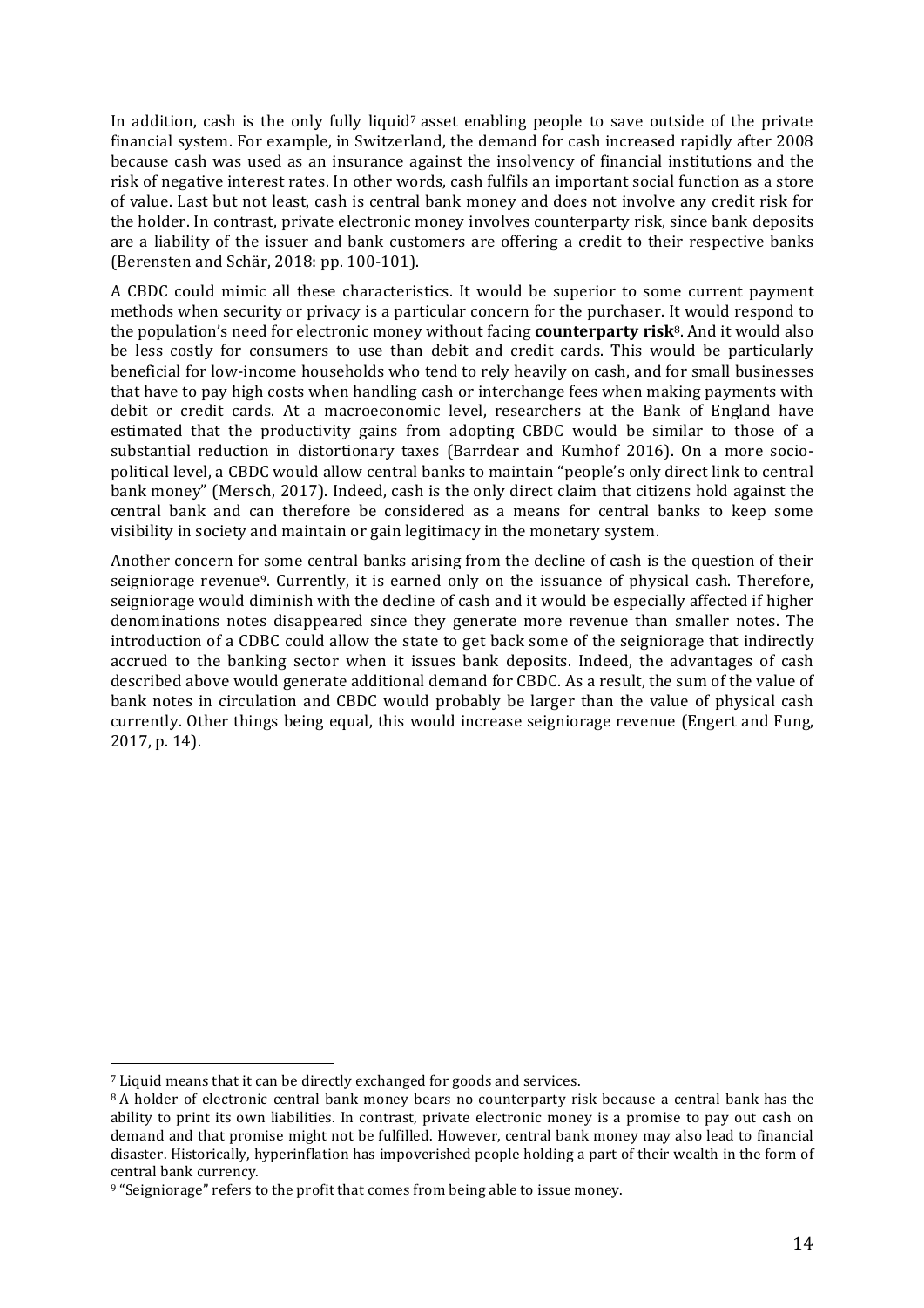In addition, cash is the only fully liquid[7] asset enabling people to save outside of the private financial system. For example, in Switzerland, the demand for cash increased rapidly after 2008 because cash was used as an insurance against the insolvency of financial institutions and the risk of negative interest rates. In other words, cash fulfils an important social function as a store of value. Last but not least, cash is central bank money and does not involve any credit risk for the holder. In contrast, private electronic money involves counterparty risk, since bank deposits are a liability of the issuer and bank customers are offering a credit to their respective banks (Berensten and Schär, 2018: pp. 100-101).

A CBDC could mimic all these characteristics. It would be superior to some current payment methods when security or privacy is a particular concern for the purchaser. It would respond to the population's need for electronic money without facing **counterparty risk**[8]. And it would also be less costly for consumers to use than debit and credit cards. This would be particularly beneficial for low-income households who tend to rely heavily on cash, and for small businesses that have to pay high costs when handling cash or interchange fees when making payments with debit or credit cards. At a macroeconomic level, researchers at the Bank of England have estimated that the productivity gains from adopting CBDC would be similar to those of a substantial reduction in distortionary taxes (Barrdear and Kumhof 2016). On a more socio-political level, a CBDC would allow central banks to maintain "people's only direct link to central bank money" (Mersch, 2017). Indeed, cash is the only direct claim that citizens hold against the central bank and can therefore be considered as a means for central banks to keep some visibility in society and maintain or gain legitimacy in the monetary system.

Another concern for some central banks arising from the decline of cash is the question of their seigniorage revenue[9]. Currently, it is earned only on the issuance of physical cash. Therefore, seigniorage would diminish with the decline of cash and it would be especially affected if higher denominations notes disappeared since they generate more revenue than smaller notes. The introduction of a CDBC could allow the state to get back some of the seigniorage that indirectly accrued to the banking sector when it issues bank deposits. Indeed, the advantages of cash described above would generate additional demand for CBDC. As a result, the sum of the value of bank notes in circulation and CBDC would probably be larger than the value of physical cash currently. Other things being equal, this would increase seigniorage revenue (Engert and Fung, 2017, p. 14).

---

[7] Liquid means that it can be directly exchanged for goods and services.

[8] A holder of electronic central bank money bears no counterparty risk because a central bank has the ability to print its own liabilities. In contrast, private electronic money is a promise to pay out cash on demand and that promise might not be fulfilled. However, central bank money may also lead to financial disaster. Historically, hyperinflation has impoverished people holding a part of their wealth in the form of central bank currency.

[9] "Seigniorage" refers to the profit that comes from being able to issue money.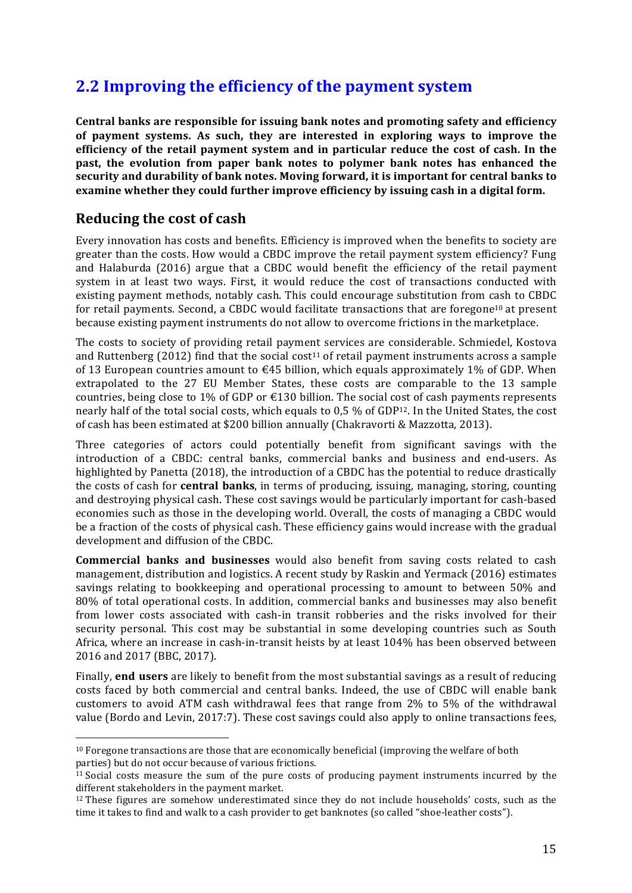## 2.2 Improving the efficiency of the payment system

**Central banks are responsible for issuing bank notes and promoting safety and efficiency of payment systems. As such, they are interested in exploring ways to improve the efficiency of the retail payment system and in particular reduce the cost of cash. In the past, the evolution from paper bank notes to polymer bank notes has enhanced the security and durability of bank notes. Moving forward, it is important for central banks to examine whether they could further improve efficiency by issuing cash in a digital form.**

### Reducing the cost of cash

Every innovation has costs and benefits. Efficiency is improved when the benefits to society are greater than the costs. How would a CBDC improve the retail payment system efficiency? Fung and Halaburda (2016) argue that a CBDC would benefit the efficiency of the retail payment system in at least two ways. First, it would reduce the cost of transactions conducted with existing payment methods, notably cash. This could encourage substitution from cash to CBDC for retail payments. Second, a CBDC would facilitate transactions that are foregone[10] at present because existing payment instruments do not allow to overcome frictions in the marketplace.

The costs to society of providing retail payment services are considerable. Schmiedel, Kostova and Ruttenberg (2012) find that the social cost[11] of retail payment instruments across a sample of 13 European countries amount to €45 billion, which equals approximately 1% of GDP. When extrapolated to the 27 EU Member States, these costs are comparable to the 13 sample countries, being close to 1% of GDP or €130 billion. The social cost of cash payments represents nearly half of the total social costs, which equals to 0,5 % of GDP[12]. In the United States, the cost of cash has been estimated at $200 billion annually (Chakravorti & Mazzotta, 2013).

Three categories of actors could potentially benefit from significant savings with the introduction of a CBDC: central banks, commercial banks and business and end-users. As highlighted by Panetta (2018), the introduction of a CBDC has the potential to reduce drastically the costs of cash for **central banks**, in terms of producing, issuing, managing, storing, counting and destroying physical cash. These cost savings would be particularly important for cash-based economies such as those in the developing world. Overall, the costs of managing a CBDC would be a fraction of the costs of physical cash. These efficiency gains would increase with the gradual development and diffusion of the CBDC.

**Commercial banks and businesses** would also benefit from saving costs related to cash management, distribution and logistics. A recent study by Raskin and Yermack (2016) estimates savings relating to bookkeeping and operational processing to amount to between 50% and 80% of total operational costs. In addition, commercial banks and businesses may also benefit from lower costs associated with cash-in transit robberies and the risks involved for their security personal. This cost may be substantial in some developing countries such as South Africa, where an increase in cash-in-transit heists by at least 104% has been observed between 2016 and 2017 (BBC, 2017).

Finally, **end users** are likely to benefit from the most substantial savings as a result of reducing costs faced by both commercial and central banks. Indeed, the use of CBDC will enable bank customers to avoid ATM cash withdrawal fees that range from 2% to 5% of the withdrawal value (Bordo and Levin, 2017:7). These cost savings could also apply to online transactions fees,

---

[10] Foregone transactions are those that are economically beneficial (improving the welfare of both parties) but do not occur because of various frictions.

[11] Social costs measure the sum of the pure costs of producing payment instruments incurred by the different stakeholders in the payment market.

[12] These figures are somehow underestimated since they do not include households' costs, such as the time it takes to find and walk to a cash provider to get banknotes (so called "shoe-leather costs").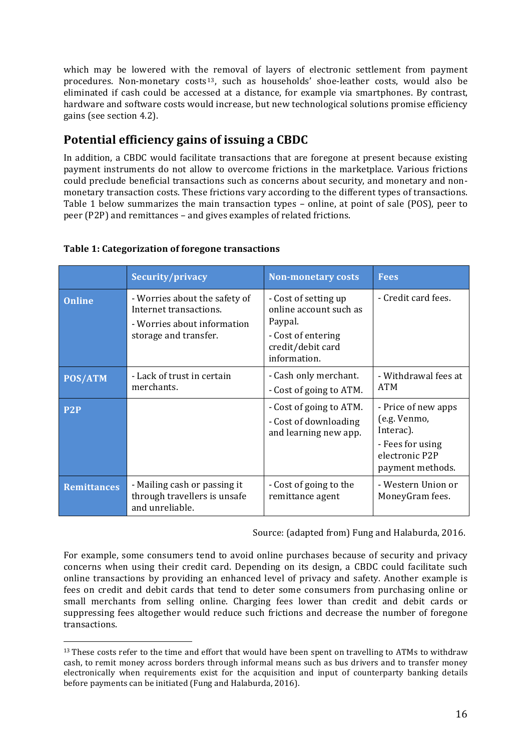which may be lowered with the removal of layers of electronic settlement from payment procedures. Non-monetary costs[13], such as households' shoe-leather costs, would also be eliminated if cash could be accessed at a distance, for example via smartphones. By contrast, hardware and software costs would increase, but new technological solutions promise efficiency gains (see section 4.2).

## Potential efficiency gains of issuing a CBDC

In addition, a CBDC would facilitate transactions that are foregone at present because existing payment instruments do not allow to overcome frictions in the marketplace. Various frictions could preclude beneficial transactions such as concerns about security, and monetary and non-monetary transaction costs. These frictions vary according to the different types of transactions. Table 1 below summarizes the main transaction types – online, at point of sale (POS), peer to peer (P2P) and remittances – and gives examples of related frictions.

**Table 1: Categorization of foregone transactions**

| | Security/privacy | Non-monetary costs | Fees |
|---|---|---|---|
| **Online** | - Worries about the safety of Internet transactions.<br>- Worries about information storage and transfer. | - Cost of setting up online account such as Paypal.<br>- Cost of entering credit/debit card information. | - Credit card fees. |
| **POS/ATM** | - Lack of trust in certain merchants. | - Cash only merchant.<br>- Cost of going to ATM. | - Withdrawal fees at ATM |
| **P2P** | | - Cost of going to ATM.<br>- Cost of downloading and learning new app. | - Price of new apps (e.g. Venmo, Interac).<br>- Fees for using electronic P2P payment methods. |
| **Remittances** | - Mailing cash or passing it through travellers is unsafe and unreliable. | - Cost of going to the remittance agent | - Western Union or MoneyGram fees. |

Source: (adapted from) Fung and Halaburda, 2016.

For example, some consumers tend to avoid online purchases because of security and privacy concerns when using their credit card. Depending on its design, a CBDC could facilitate such online transactions by providing an enhanced level of privacy and safety. Another example is fees on credit and debit cards that tend to deter some consumers from purchasing online or small merchants from selling online. Charging fees lower than credit and debit cards or suppressing fees altogether would reduce such frictions and decrease the number of foregone transactions.

[13] These costs refer to the time and effort that would have been spent on travelling to ATMs to withdraw cash, to remit money across borders through informal means such as bus drivers and to transfer money electronically when requirements exist for the acquisition and input of counterparty banking details before payments can be initiated (Fung and Halaburda, 2016).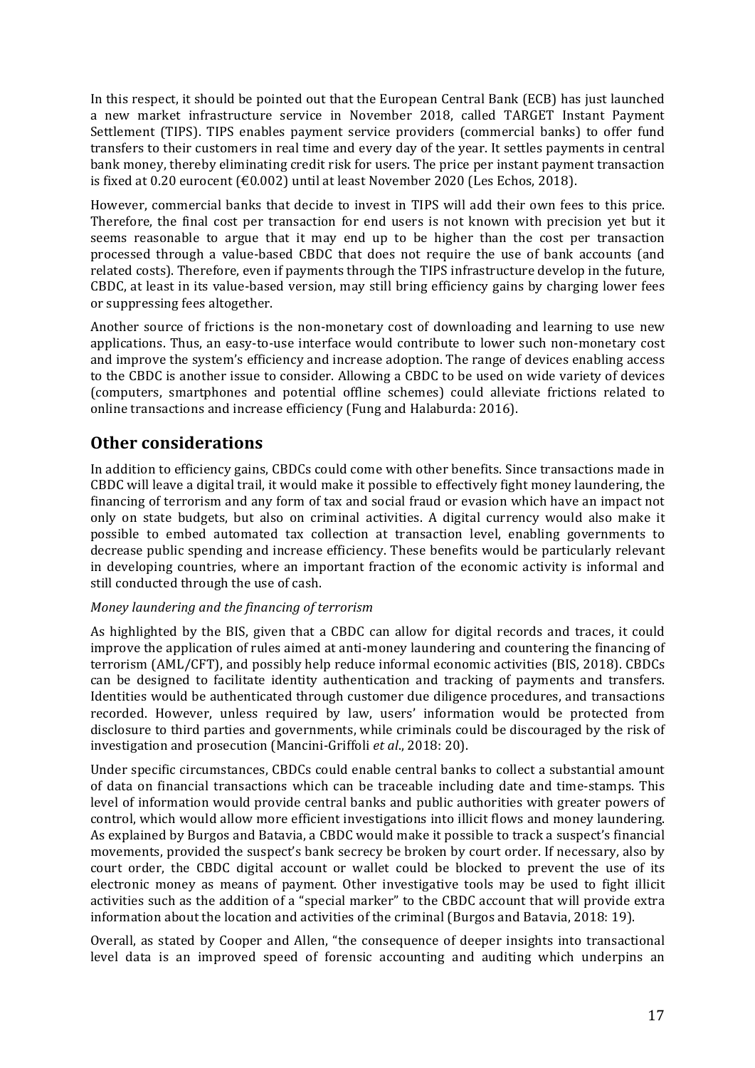In this respect, it should be pointed out that the European Central Bank (ECB) has just launched a new market infrastructure service in November 2018, called TARGET Instant Payment Settlement (TIPS). TIPS enables payment service providers (commercial banks) to offer fund transfers to their customers in real time and every day of the year. It settles payments in central bank money, thereby eliminating credit risk for users. The price per instant payment transaction is fixed at 0.20 eurocent (€0.002) until at least November 2020 (Les Echos, 2018).

However, commercial banks that decide to invest in TIPS will add their own fees to this price. Therefore, the final cost per transaction for end users is not known with precision yet but it seems reasonable to argue that it may end up to be higher than the cost per transaction processed through a value-based CBDC that does not require the use of bank accounts (and related costs). Therefore, even if payments through the TIPS infrastructure develop in the future, CBDC, at least in its value-based version, may still bring efficiency gains by charging lower fees or suppressing fees altogether.

Another source of frictions is the non-monetary cost of downloading and learning to use new applications. Thus, an easy-to-use interface would contribute to lower such non-monetary cost and improve the system's efficiency and increase adoption. The range of devices enabling access to the CBDC is another issue to consider. Allowing a CBDC to be used on wide variety of devices (computers, smartphones and potential offline schemes) could alleviate frictions related to online transactions and increase efficiency (Fung and Halaburda: 2016).

## Other considerations

In addition to efficiency gains, CBDCs could come with other benefits. Since transactions made in CBDC will leave a digital trail, it would make it possible to effectively fight money laundering, the financing of terrorism and any form of tax and social fraud or evasion which have an impact not only on state budgets, but also on criminal activities. A digital currency would also make it possible to embed automated tax collection at transaction level, enabling governments to decrease public spending and increase efficiency. These benefits would be particularly relevant in developing countries, where an important fraction of the economic activity is informal and still conducted through the use of cash.

*Money laundering and the financing of terrorism*

As highlighted by the BIS, given that a CBDC can allow for digital records and traces, it could improve the application of rules aimed at anti-money laundering and countering the financing of terrorism (AML/CFT), and possibly help reduce informal economic activities (BIS, 2018). CBDCs can be designed to facilitate identity authentication and tracking of payments and transfers. Identities would be authenticated through customer due diligence procedures, and transactions recorded. However, unless required by law, users' information would be protected from disclosure to third parties and governments, while criminals could be discouraged by the risk of investigation and prosecution (Mancini-Griffoli *et al*., 2018: 20).

Under specific circumstances, CBDCs could enable central banks to collect a substantial amount of data on financial transactions which can be traceable including date and time-stamps. This level of information would provide central banks and public authorities with greater powers of control, which would allow more efficient investigations into illicit flows and money laundering. As explained by Burgos and Batavia, a CBDC would make it possible to track a suspect's financial movements, provided the suspect's bank secrecy be broken by court order. If necessary, also by court order, the CBDC digital account or wallet could be blocked to prevent the use of its electronic money as means of payment. Other investigative tools may be used to fight illicit activities such as the addition of a "special marker" to the CBDC account that will provide extra information about the location and activities of the criminal (Burgos and Batavia, 2018: 19).

Overall, as stated by Cooper and Allen, "the consequence of deeper insights into transactional level data is an improved speed of forensic accounting and auditing which underpins an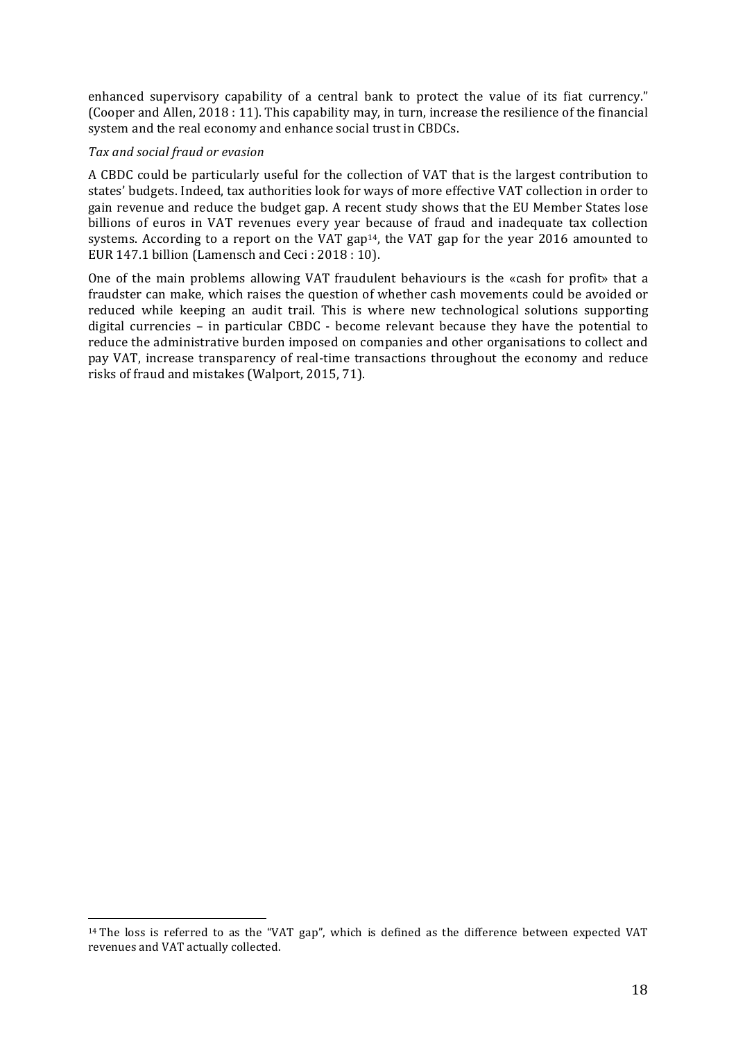enhanced supervisory capability of a central bank to protect the value of its fiat currency." (Cooper and Allen, 2018 : 11). This capability may, in turn, increase the resilience of the financial system and the real economy and enhance social trust in CBDCs.

*Tax and social fraud or evasion*

A CBDC could be particularly useful for the collection of VAT that is the largest contribution to states' budgets. Indeed, tax authorities look for ways of more effective VAT collection in order to gain revenue and reduce the budget gap. A recent study shows that the EU Member States lose billions of euros in VAT revenues every year because of fraud and inadequate tax collection systems. According to a report on the VAT gap[14], the VAT gap for the year 2016 amounted to EUR 147.1 billion (Lamensch and Ceci : 2018 : 10).

One of the main problems allowing VAT fraudulent behaviours is the «cash for profit» that a fraudster can make, which raises the question of whether cash movements could be avoided or reduced while keeping an audit trail. This is where new technological solutions supporting digital currencies – in particular CBDC - become relevant because they have the potential to reduce the administrative burden imposed on companies and other organisations to collect and pay VAT, increase transparency of real-time transactions throughout the economy and reduce risks of fraud and mistakes (Walport, 2015, 71).

[14] The loss is referred to as the "VAT gap", which is defined as the difference between expected VAT revenues and VAT actually collected.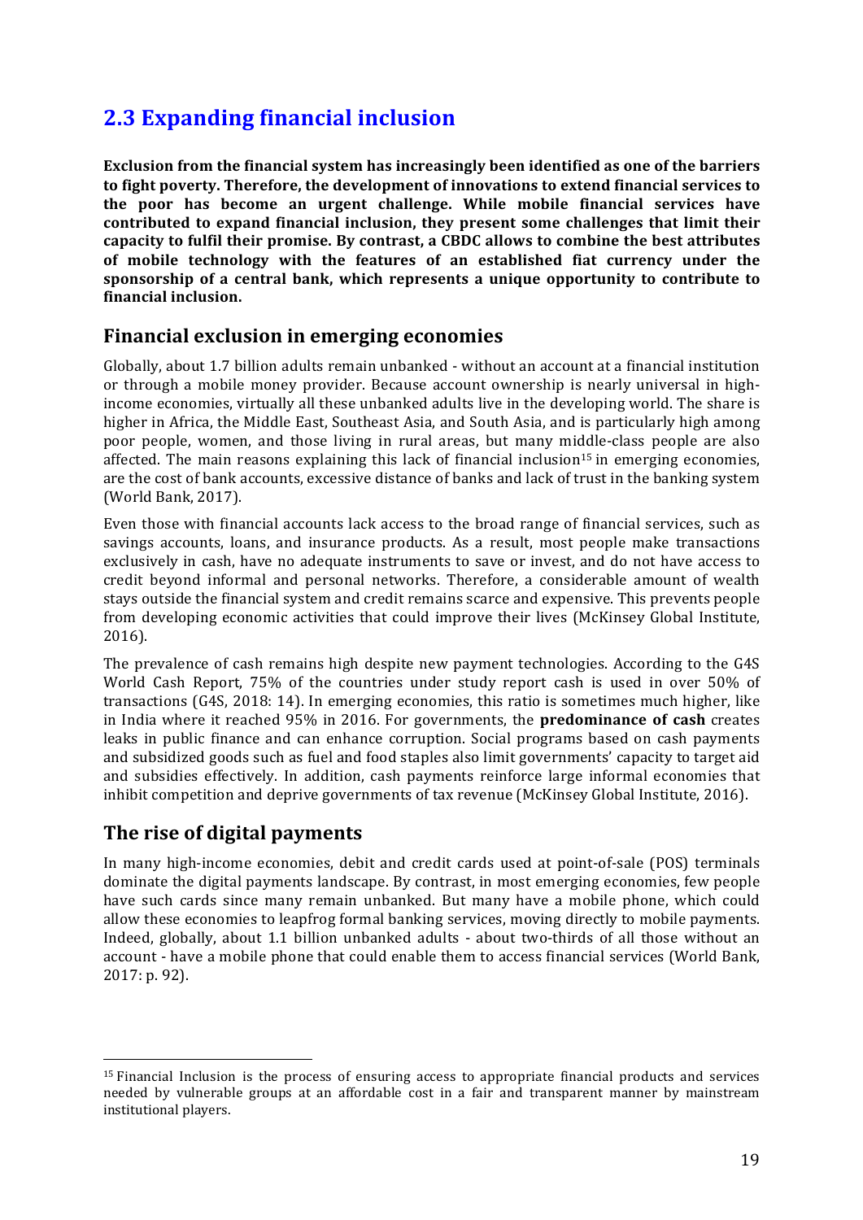## 2.3 Expanding financial inclusion

**Exclusion from the financial system has increasingly been identified as one of the barriers to fight poverty. Therefore, the development of innovations to extend financial services to the poor has become an urgent challenge. While mobile financial services have contributed to expand financial inclusion, they present some challenges that limit their capacity to fulfil their promise. By contrast, a CBDC allows to combine the best attributes of mobile technology with the features of an established fiat currency under the sponsorship of a central bank, which represents a unique opportunity to contribute to financial inclusion.**

### Financial exclusion in emerging economies

Globally, about 1.7 billion adults remain unbanked - without an account at a financial institution or through a mobile money provider. Because account ownership is nearly universal in high-income economies, virtually all these unbanked adults live in the developing world. The share is higher in Africa, the Middle East, Southeast Asia, and South Asia, and is particularly high among poor people, women, and those living in rural areas, but many middle-class people are also affected. The main reasons explaining this lack of financial inclusion[15] in emerging economies, are the cost of bank accounts, excessive distance of banks and lack of trust in the banking system (World Bank, 2017).

Even those with financial accounts lack access to the broad range of financial services, such as savings accounts, loans, and insurance products. As a result, most people make transactions exclusively in cash, have no adequate instruments to save or invest, and do not have access to credit beyond informal and personal networks. Therefore, a considerable amount of wealth stays outside the financial system and credit remains scarce and expensive. This prevents people from developing economic activities that could improve their lives (McKinsey Global Institute, 2016).

The prevalence of cash remains high despite new payment technologies. According to the G4S World Cash Report, 75% of the countries under study report cash is used in over 50% of transactions (G4S, 2018: 14). In emerging economies, this ratio is sometimes much higher, like in India where it reached 95% in 2016. For governments, the **predominance of cash** creates leaks in public finance and can enhance corruption. Social programs based on cash payments and subsidized goods such as fuel and food staples also limit governments' capacity to target aid and subsidies effectively. In addition, cash payments reinforce large informal economies that inhibit competition and deprive governments of tax revenue (McKinsey Global Institute, 2016).

### The rise of digital payments

In many high-income economies, debit and credit cards used at point-of-sale (POS) terminals dominate the digital payments landscape. By contrast, in most emerging economies, few people have such cards since many remain unbanked. But many have a mobile phone, which could allow these economies to leapfrog formal banking services, moving directly to mobile payments. Indeed, globally, about 1.1 billion unbanked adults - about two-thirds of all those without an account - have a mobile phone that could enable them to access financial services (World Bank, 2017: p. 92).

---

[15] Financial Inclusion is the process of ensuring access to appropriate financial products and services needed by vulnerable groups at an affordable cost in a fair and transparent manner by mainstream institutional players.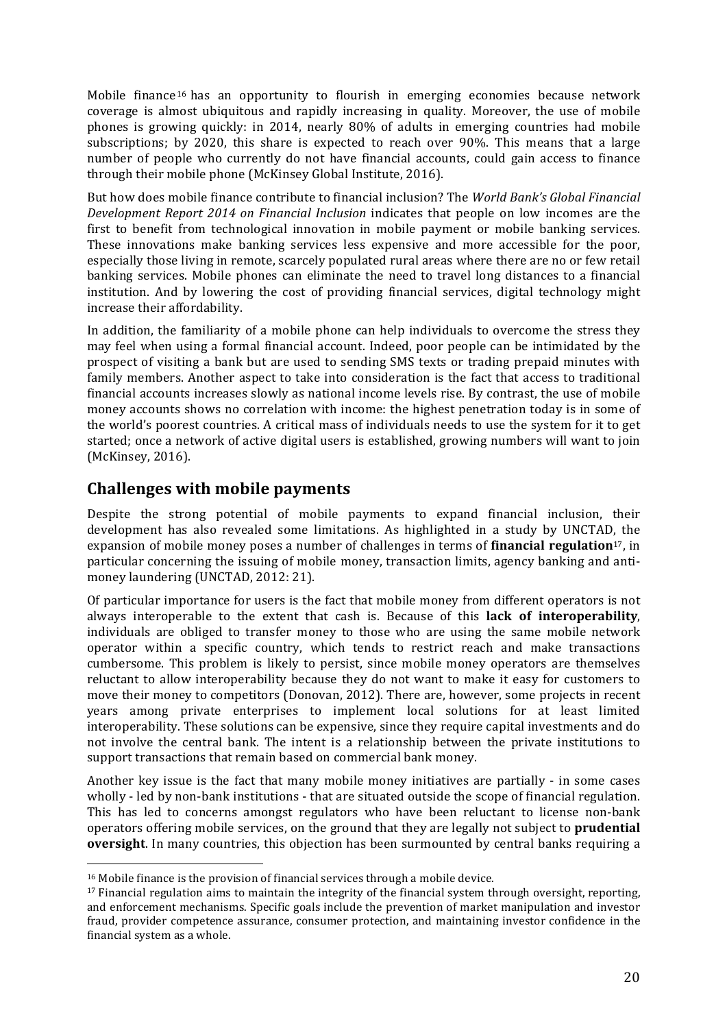Mobile finance[16] has an opportunity to flourish in emerging economies because network coverage is almost ubiquitous and rapidly increasing in quality. Moreover, the use of mobile phones is growing quickly: in 2014, nearly 80% of adults in emerging countries had mobile subscriptions; by 2020, this share is expected to reach over 90%. This means that a large number of people who currently do not have financial accounts, could gain access to finance through their mobile phone (McKinsey Global Institute, 2016).

But how does mobile finance contribute to financial inclusion? The *World Bank's Global Financial Development Report 2014 on Financial Inclusion* indicates that people on low incomes are the first to benefit from technological innovation in mobile payment or mobile banking services. These innovations make banking services less expensive and more accessible for the poor, especially those living in remote, scarcely populated rural areas where there are no or few retail banking services. Mobile phones can eliminate the need to travel long distances to a financial institution. And by lowering the cost of providing financial services, digital technology might increase their affordability.

In addition, the familiarity of a mobile phone can help individuals to overcome the stress they may feel when using a formal financial account. Indeed, poor people can be intimidated by the prospect of visiting a bank but are used to sending SMS texts or trading prepaid minutes with family members. Another aspect to take into consideration is the fact that access to traditional financial accounts increases slowly as national income levels rise. By contrast, the use of mobile money accounts shows no correlation with income: the highest penetration today is in some of the world's poorest countries. A critical mass of individuals needs to use the system for it to get started; once a network of active digital users is established, growing numbers will want to join (McKinsey, 2016).

## Challenges with mobile payments

Despite the strong potential of mobile payments to expand financial inclusion, their development has also revealed some limitations. As highlighted in a study by UNCTAD, the expansion of mobile money poses a number of challenges in terms of **financial regulation**[17], in particular concerning the issuing of mobile money, transaction limits, agency banking and anti-money laundering (UNCTAD, 2012: 21).

Of particular importance for users is the fact that mobile money from different operators is not always interoperable to the extent that cash is. Because of this **lack of interoperability**, individuals are obliged to transfer money to those who are using the same mobile network operator within a specific country, which tends to restrict reach and make transactions cumbersome. This problem is likely to persist, since mobile money operators are themselves reluctant to allow interoperability because they do not want to make it easy for customers to move their money to competitors (Donovan, 2012). There are, however, some projects in recent years among private enterprises to implement local solutions for at least limited interoperability. These solutions can be expensive, since they require capital investments and do not involve the central bank. The intent is a relationship between the private institutions to support transactions that remain based on commercial bank money.

Another key issue is the fact that many mobile money initiatives are partially - in some cases wholly - led by non-bank institutions - that are situated outside the scope of financial regulation. This has led to concerns amongst regulators who have been reluctant to license non-bank operators offering mobile services, on the ground that they are legally not subject to **prudential oversight**. In many countries, this objection has been surmounted by central banks requiring a

[16] Mobile finance is the provision of financial services through a mobile device.

[17] Financial regulation aims to maintain the integrity of the financial system through oversight, reporting, and enforcement mechanisms. Specific goals include the prevention of market manipulation and investor fraud, provider competence assurance, consumer protection, and maintaining investor confidence in the financial system as a whole.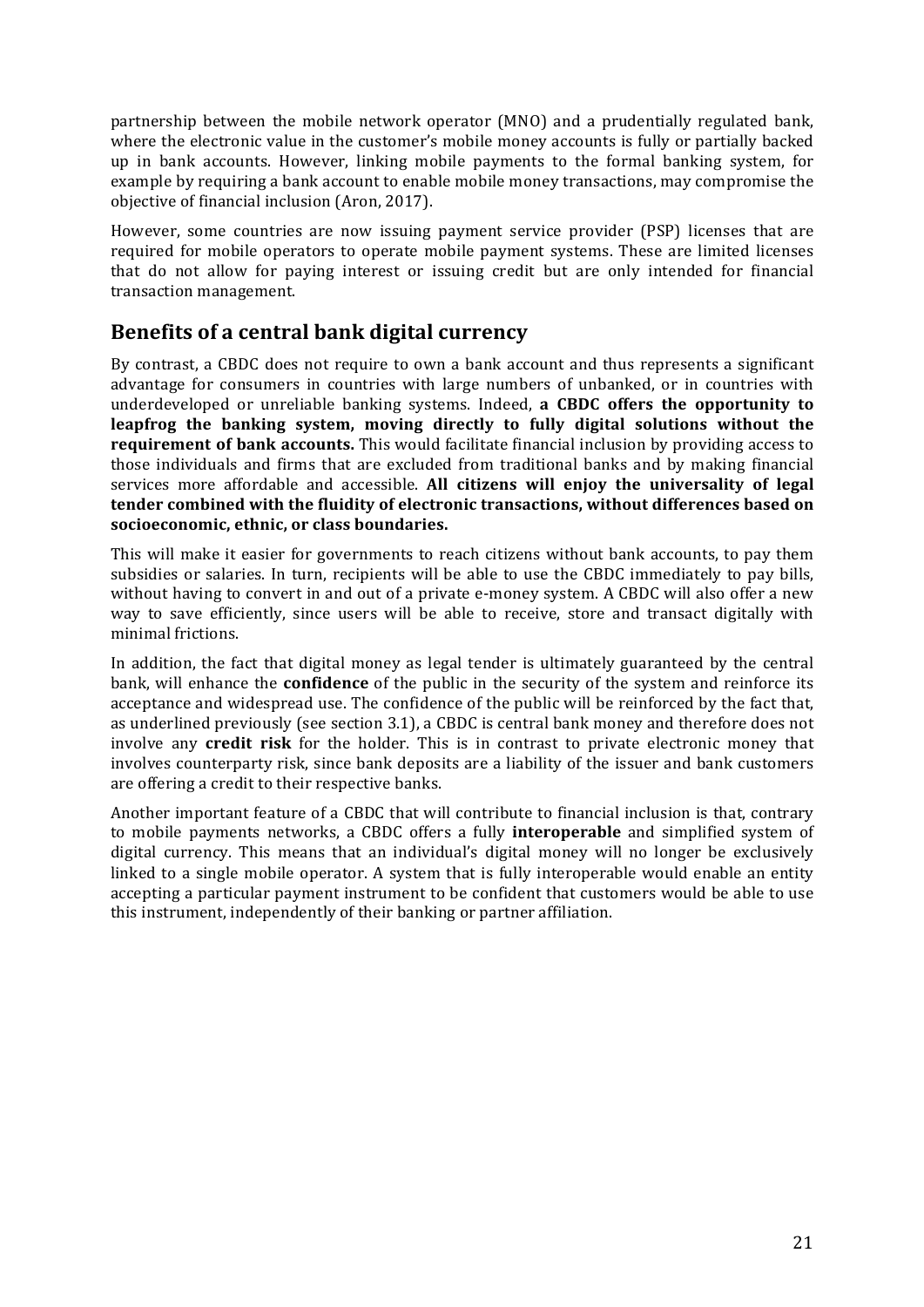partnership between the mobile network operator (MNO) and a prudentially regulated bank, where the electronic value in the customer's mobile money accounts is fully or partially backed up in bank accounts. However, linking mobile payments to the formal banking system, for example by requiring a bank account to enable mobile money transactions, may compromise the objective of financial inclusion (Aron, 2017).

However, some countries are now issuing payment service provider (PSP) licenses that are required for mobile operators to operate mobile payment systems. These are limited licenses that do not allow for paying interest or issuing credit but are only intended for financial transaction management.

## Benefits of a central bank digital currency

By contrast, a CBDC does not require to own a bank account and thus represents a significant advantage for consumers in countries with large numbers of unbanked, or in countries with underdeveloped or unreliable banking systems. Indeed, **a CBDC offers the opportunity to leapfrog the banking system, moving directly to fully digital solutions without the requirement of bank accounts.** This would facilitate financial inclusion by providing access to those individuals and firms that are excluded from traditional banks and by making financial services more affordable and accessible. **All citizens will enjoy the universality of legal tender combined with the fluidity of electronic transactions, without differences based on socioeconomic, ethnic, or class boundaries.**

This will make it easier for governments to reach citizens without bank accounts, to pay them subsidies or salaries. In turn, recipients will be able to use the CBDC immediately to pay bills, without having to convert in and out of a private e-money system. A CBDC will also offer a new way to save efficiently, since users will be able to receive, store and transact digitally with minimal frictions.

In addition, the fact that digital money as legal tender is ultimately guaranteed by the central bank, will enhance the **confidence** of the public in the security of the system and reinforce its acceptance and widespread use. The confidence of the public will be reinforced by the fact that, as underlined previously (see section 3.1), a CBDC is central bank money and therefore does not involve any **credit risk** for the holder. This is in contrast to private electronic money that involves counterparty risk, since bank deposits are a liability of the issuer and bank customers are offering a credit to their respective banks.

Another important feature of a CBDC that will contribute to financial inclusion is that, contrary to mobile payments networks, a CBDC offers a fully **interoperable** and simplified system of digital currency. This means that an individual's digital money will no longer be exclusively linked to a single mobile operator. A system that is fully interoperable would enable an entity accepting a particular payment instrument to be confident that customers would be able to use this instrument, independently of their banking or partner affiliation.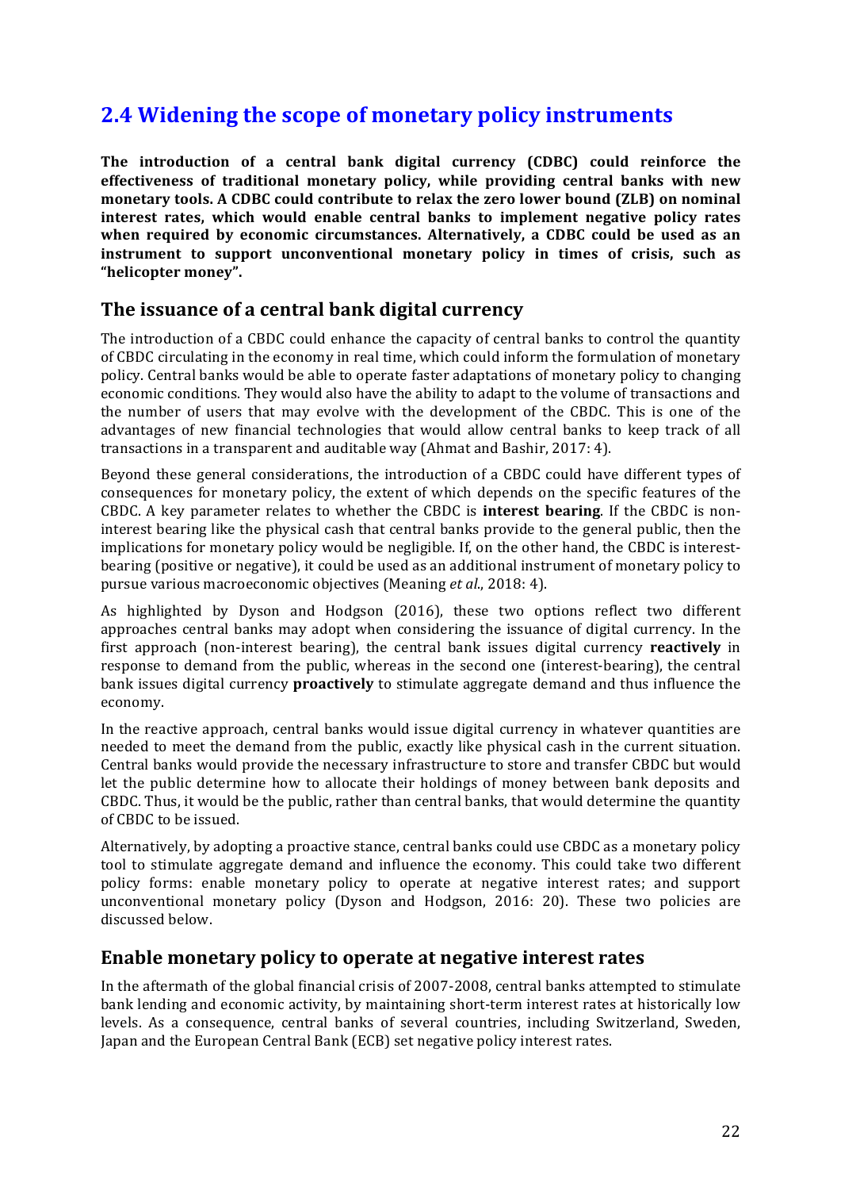## 2.4 Widening the scope of monetary policy instruments

**The introduction of a central bank digital currency (CDBC) could reinforce the effectiveness of traditional monetary policy, while providing central banks with new monetary tools. A CDBC could contribute to relax the zero lower bound (ZLB) on nominal interest rates, which would enable central banks to implement negative policy rates when required by economic circumstances. Alternatively, a CDBC could be used as an instrument to support unconventional monetary policy in times of crisis, such as "helicopter money".**

### The issuance of a central bank digital currency

The introduction of a CBDC could enhance the capacity of central banks to control the quantity of CBDC circulating in the economy in real time, which could inform the formulation of monetary policy. Central banks would be able to operate faster adaptations of monetary policy to changing economic conditions. They would also have the ability to adapt to the volume of transactions and the number of users that may evolve with the development of the CBDC. This is one of the advantages of new financial technologies that would allow central banks to keep track of all transactions in a transparent and auditable way (Ahmat and Bashir, 2017: 4).

Beyond these general considerations, the introduction of a CBDC could have different types of consequences for monetary policy, the extent of which depends on the specific features of the CBDC. A key parameter relates to whether the CBDC is **interest bearing**. If the CBDC is non-interest bearing like the physical cash that central banks provide to the general public, then the implications for monetary policy would be negligible. If, on the other hand, the CBDC is interest-bearing (positive or negative), it could be used as an additional instrument of monetary policy to pursue various macroeconomic objectives (Meaning *et al*., 2018: 4).

As highlighted by Dyson and Hodgson (2016), these two options reflect two different approaches central banks may adopt when considering the issuance of digital currency. In the first approach (non-interest bearing), the central bank issues digital currency **reactively** in response to demand from the public, whereas in the second one (interest-bearing), the central bank issues digital currency **proactively** to stimulate aggregate demand and thus influence the economy.

In the reactive approach, central banks would issue digital currency in whatever quantities are needed to meet the demand from the public, exactly like physical cash in the current situation. Central banks would provide the necessary infrastructure to store and transfer CBDC but would let the public determine how to allocate their holdings of money between bank deposits and CBDC. Thus, it would be the public, rather than central banks, that would determine the quantity of CBDC to be issued.

Alternatively, by adopting a proactive stance, central banks could use CBDC as a monetary policy tool to stimulate aggregate demand and influence the economy. This could take two different policy forms: enable monetary policy to operate at negative interest rates; and support unconventional monetary policy (Dyson and Hodgson, 2016: 20). These two policies are discussed below.

### Enable monetary policy to operate at negative interest rates

In the aftermath of the global financial crisis of 2007-2008, central banks attempted to stimulate bank lending and economic activity, by maintaining short-term interest rates at historically low levels. As a consequence, central banks of several countries, including Switzerland, Sweden, Japan and the European Central Bank (ECB) set negative policy interest rates.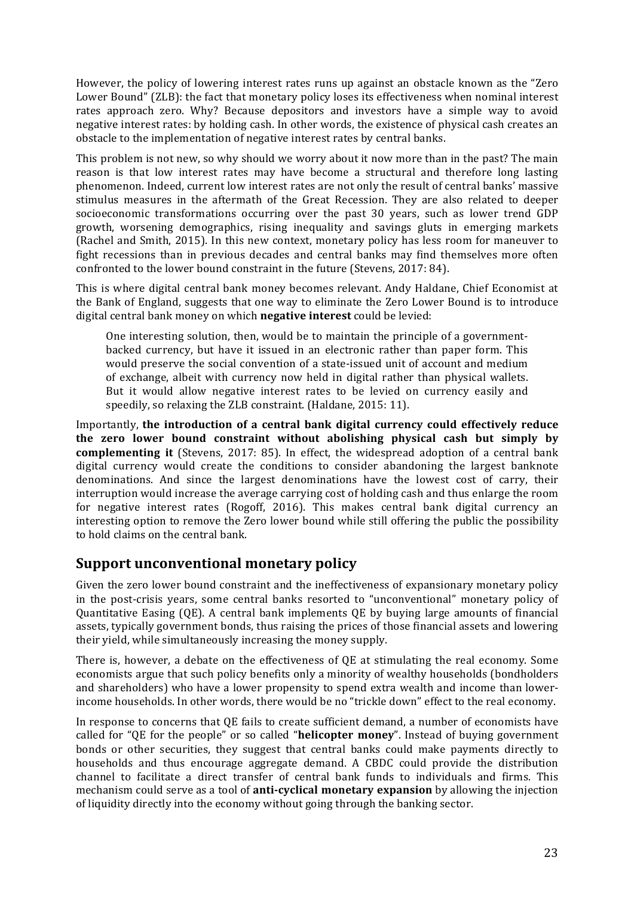However, the policy of lowering interest rates runs up against an obstacle known as the "Zero Lower Bound" (ZLB): the fact that monetary policy loses its effectiveness when nominal interest rates approach zero. Why? Because depositors and investors have a simple way to avoid negative interest rates: by holding cash. In other words, the existence of physical cash creates an obstacle to the implementation of negative interest rates by central banks.

This problem is not new, so why should we worry about it now more than in the past? The main reason is that low interest rates may have become a structural and therefore long lasting phenomenon. Indeed, current low interest rates are not only the result of central banks' massive stimulus measures in the aftermath of the Great Recession. They are also related to deeper socioeconomic transformations occurring over the past 30 years, such as lower trend GDP growth, worsening demographics, rising inequality and savings gluts in emerging markets (Rachel and Smith, 2015). In this new context, monetary policy has less room for maneuver to fight recessions than in previous decades and central banks may find themselves more often confronted to the lower bound constraint in the future (Stevens, 2017: 84).

This is where digital central bank money becomes relevant. Andy Haldane, Chief Economist at the Bank of England, suggests that one way to eliminate the Zero Lower Bound is to introduce digital central bank money on which **negative interest** could be levied:

> One interesting solution, then, would be to maintain the principle of a government-backed currency, but have it issued in an electronic rather than paper form. This would preserve the social convention of a state-issued unit of account and medium of exchange, albeit with currency now held in digital rather than physical wallets. But it would allow negative interest rates to be levied on currency easily and speedily, so relaxing the ZLB constraint. (Haldane, 2015: 11).

Importantly, **the introduction of a central bank digital currency could effectively reduce the zero lower bound constraint without abolishing physical cash but simply by complementing it** (Stevens, 2017: 85). In effect, the widespread adoption of a central bank digital currency would create the conditions to consider abandoning the largest banknote denominations. And since the largest denominations have the lowest cost of carry, their interruption would increase the average carrying cost of holding cash and thus enlarge the room for negative interest rates (Rogoff, 2016). This makes central bank digital currency an interesting option to remove the Zero lower bound while still offering the public the possibility to hold claims on the central bank.

## Support unconventional monetary policy

Given the zero lower bound constraint and the ineffectiveness of expansionary monetary policy in the post-crisis years, some central banks resorted to "unconventional" monetary policy of Quantitative Easing (QE). A central bank implements QE by buying large amounts of financial assets, typically government bonds, thus raising the prices of those financial assets and lowering their yield, while simultaneously increasing the money supply.

There is, however, a debate on the effectiveness of QE at stimulating the real economy. Some economists argue that such policy benefits only a minority of wealthy households (bondholders and shareholders) who have a lower propensity to spend extra wealth and income than lower-income households. In other words, there would be no "trickle down" effect to the real economy.

In response to concerns that QE fails to create sufficient demand, a number of economists have called for "QE for the people" or so called "**helicopter money**". Instead of buying government bonds or other securities, they suggest that central banks could make payments directly to households and thus encourage aggregate demand. A CBDC could provide the distribution channel to facilitate a direct transfer of central bank funds to individuals and firms. This mechanism could serve as a tool of **anti-cyclical monetary expansion** by allowing the injection of liquidity directly into the economy without going through the banking sector.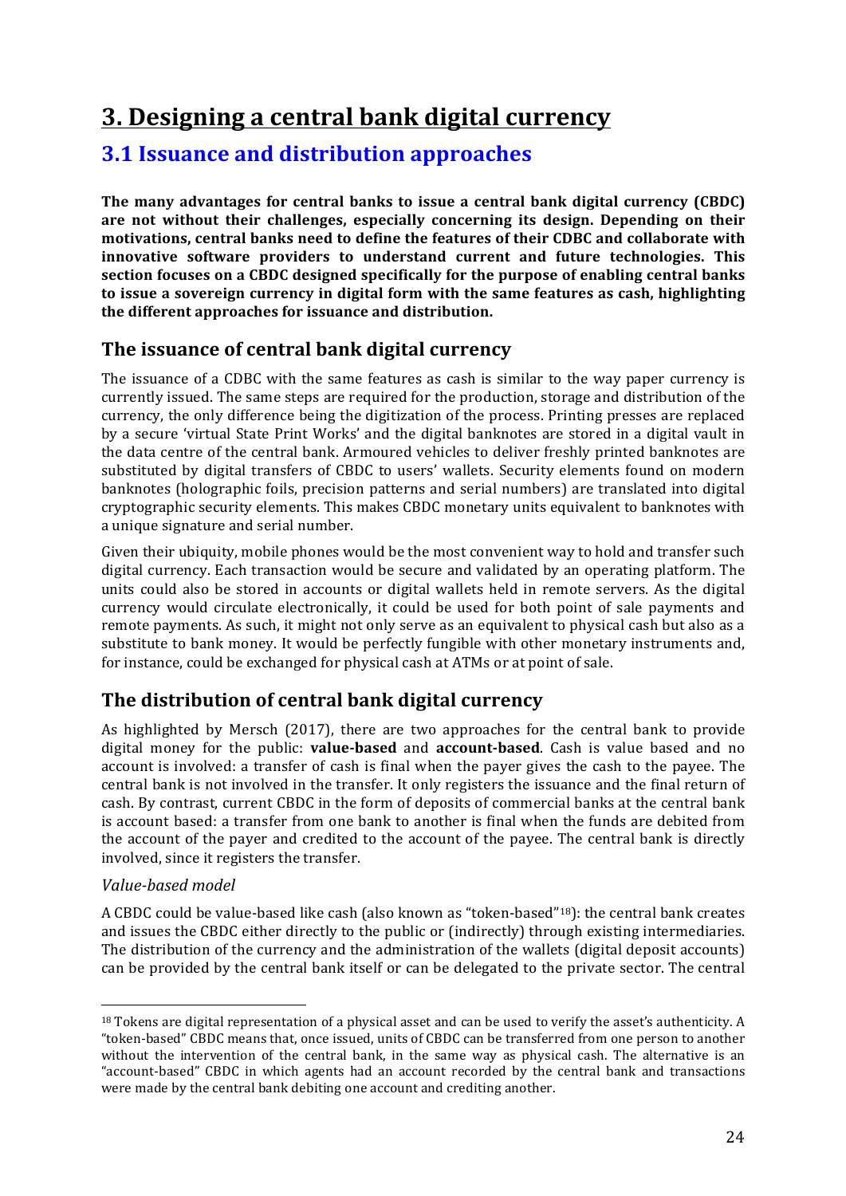# 3. Designing a central bank digital currency

## 3.1 Issuance and distribution approaches

**The many advantages for central banks to issue a central bank digital currency (CBDC) are not without their challenges, especially concerning its design. Depending on their motivations, central banks need to define the features of their CDBC and collaborate with innovative software providers to understand current and future technologies. This section focuses on a CBDC designed specifically for the purpose of enabling central banks to issue a sovereign currency in digital form with the same features as cash, highlighting the different approaches for issuance and distribution.**

### The issuance of central bank digital currency

The issuance of a CDBC with the same features as cash is similar to the way paper currency is currently issued. The same steps are required for the production, storage and distribution of the currency, the only difference being the digitization of the process. Printing presses are replaced by a secure 'virtual State Print Works' and the digital banknotes are stored in a digital vault in the data centre of the central bank. Armoured vehicles to deliver freshly printed banknotes are substituted by digital transfers of CBDC to users' wallets. Security elements found on modern banknotes (holographic foils, precision patterns and serial numbers) are translated into digital cryptographic security elements. This makes CBDC monetary units equivalent to banknotes with a unique signature and serial number.

Given their ubiquity, mobile phones would be the most convenient way to hold and transfer such digital currency. Each transaction would be secure and validated by an operating platform. The units could also be stored in accounts or digital wallets held in remote servers. As the digital currency would circulate electronically, it could be used for both point of sale payments and remote payments. As such, it might not only serve as an equivalent to physical cash but also as a substitute to bank money. It would be perfectly fungible with other monetary instruments and, for instance, could be exchanged for physical cash at ATMs or at point of sale.

### The distribution of central bank digital currency

As highlighted by Mersch (2017), there are two approaches for the central bank to provide digital money for the public: **value-based** and **account-based**. Cash is value based and no account is involved: a transfer of cash is final when the payer gives the cash to the payee. The central bank is not involved in the transfer. It only registers the issuance and the final return of cash. By contrast, current CBDC in the form of deposits of commercial banks at the central bank is account based: a transfer from one bank to another is final when the funds are debited from the account of the payer and credited to the account of the payee. The central bank is directly involved, since it registers the transfer.

#### *Value-based model*

A CBDC could be value-based like cash (also known as "token-based"[18]): the central bank creates and issues the CBDC either directly to the public or (indirectly) through existing intermediaries. The distribution of the currency and the administration of the wallets (digital deposit accounts) can be provided by the central bank itself or can be delegated to the private sector. The central

---

[18] Tokens are digital representation of a physical asset and can be used to verify the asset's authenticity. A "token-based" CBDC means that, once issued, units of CBDC can be transferred from one person to another without the intervention of the central bank, in the same way as physical cash. The alternative is an "account-based" CBDC in which agents had an account recorded by the central bank and transactions were made by the central bank debiting one account and crediting another.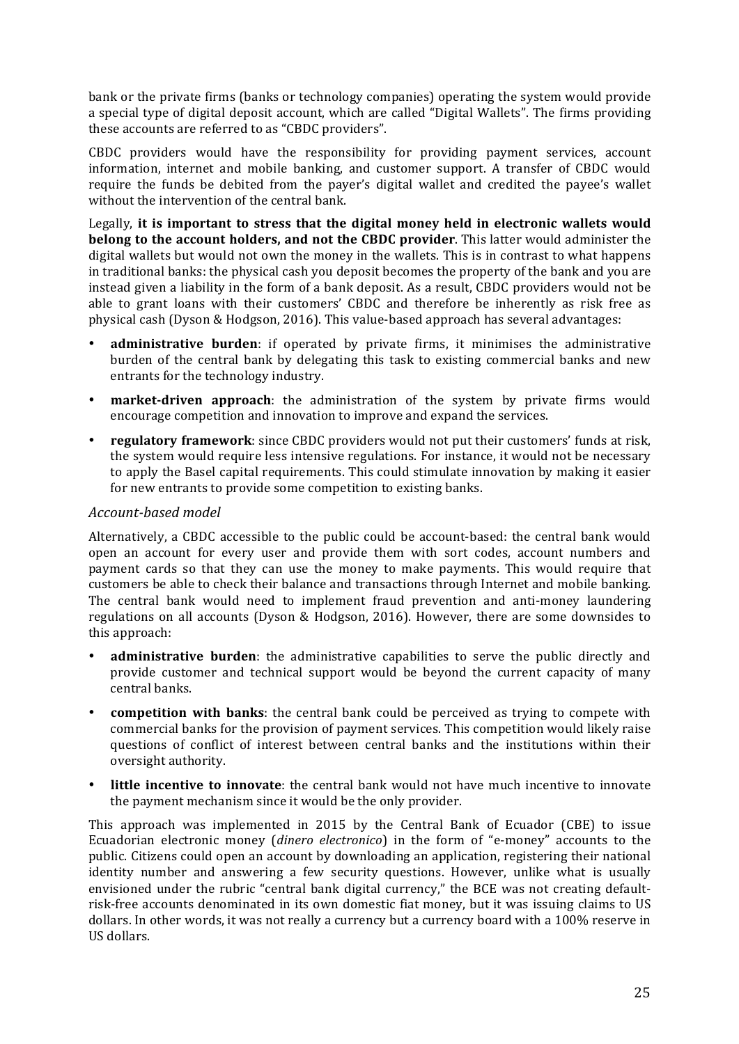bank or the private firms (banks or technology companies) operating the system would provide a special type of digital deposit account, which are called "Digital Wallets". The firms providing these accounts are referred to as "CBDC providers".

CBDC providers would have the responsibility for providing payment services, account information, internet and mobile banking, and customer support. A transfer of CBDC would require the funds be debited from the payer's digital wallet and credited the payee's wallet without the intervention of the central bank.

Legally, **it is important to stress that the digital money held in electronic wallets would belong to the account holders, and not the CBDC provider**. This latter would administer the digital wallets but would not own the money in the wallets. This is in contrast to what happens in traditional banks: the physical cash you deposit becomes the property of the bank and you are instead given a liability in the form of a bank deposit. As a result, CBDC providers would not be able to grant loans with their customers' CBDC and therefore be inherently as risk free as physical cash (Dyson & Hodgson, 2016). This value-based approach has several advantages:

- **administrative burden**: if operated by private firms, it minimises the administrative burden of the central bank by delegating this task to existing commercial banks and new entrants for the technology industry.
- **market-driven approach**: the administration of the system by private firms would encourage competition and innovation to improve and expand the services.
- **regulatory framework**: since CBDC providers would not put their customers' funds at risk, the system would require less intensive regulations. For instance, it would not be necessary to apply the Basel capital requirements. This could stimulate innovation by making it easier for new entrants to provide some competition to existing banks.

*Account-based model*

Alternatively, a CBDC accessible to the public could be account-based: the central bank would open an account for every user and provide them with sort codes, account numbers and payment cards so that they can use the money to make payments. This would require that customers be able to check their balance and transactions through Internet and mobile banking. The central bank would need to implement fraud prevention and anti-money laundering regulations on all accounts (Dyson & Hodgson, 2016). However, there are some downsides to this approach:

- **administrative burden**: the administrative capabilities to serve the public directly and provide customer and technical support would be beyond the current capacity of many central banks.
- **competition with banks**: the central bank could be perceived as trying to compete with commercial banks for the provision of payment services. This competition would likely raise questions of conflict of interest between central banks and the institutions within their oversight authority.
- **little incentive to innovate**: the central bank would not have much incentive to innovate the payment mechanism since it would be the only provider.

This approach was implemented in 2015 by the Central Bank of Ecuador (CBE) to issue Ecuadorian electronic money (*dinero electronico*) in the form of "e-money" accounts to the public. Citizens could open an account by downloading an application, registering their national identity number and answering a few security questions. However, unlike what is usually envisioned under the rubric "central bank digital currency," the BCE was not creating default-risk-free accounts denominated in its own domestic fiat money, but it was issuing claims to US dollars. In other words, it was not really a currency but a currency board with a 100% reserve in US dollars.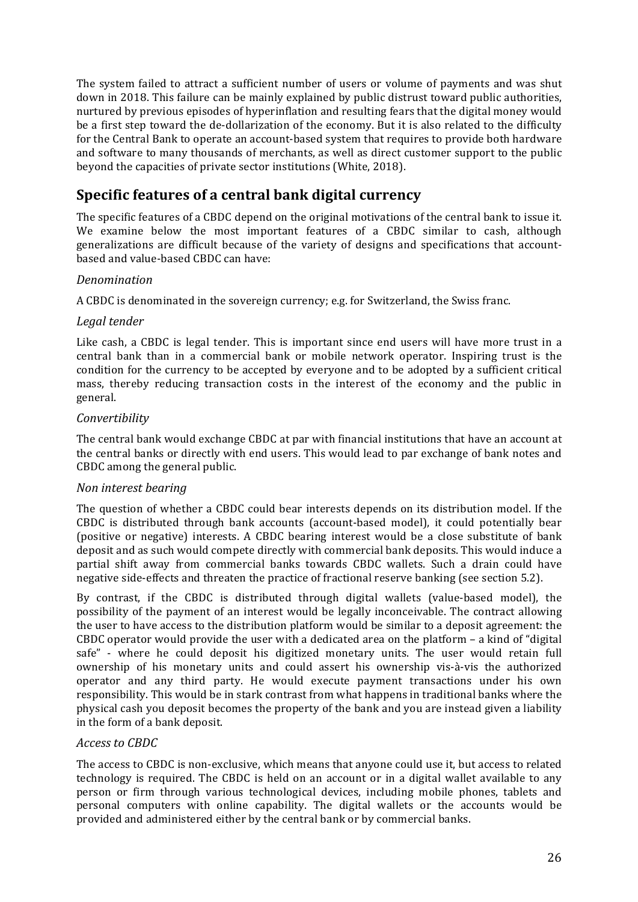The system failed to attract a sufficient number of users or volume of payments and was shut down in 2018. This failure can be mainly explained by public distrust toward public authorities, nurtured by previous episodes of hyperinflation and resulting fears that the digital money would be a first step toward the de-dollarization of the economy. But it is also related to the difficulty for the Central Bank to operate an account-based system that requires to provide both hardware and software to many thousands of merchants, as well as direct customer support to the public beyond the capacities of private sector institutions (White, 2018).

## Specific features of a central bank digital currency

The specific features of a CBDC depend on the original motivations of the central bank to issue it. We examine below the most important features of a CBDC similar to cash, although generalizations are difficult because of the variety of designs and specifications that account-based and value-based CBDC can have:

### *Denomination*

A CBDC is denominated in the sovereign currency; e.g. for Switzerland, the Swiss franc.

### *Legal tender*

Like cash, a CBDC is legal tender. This is important since end users will have more trust in a central bank than in a commercial bank or mobile network operator. Inspiring trust is the condition for the currency to be accepted by everyone and to be adopted by a sufficient critical mass, thereby reducing transaction costs in the interest of the economy and the public in general.

### *Convertibility*

The central bank would exchange CBDC at par with financial institutions that have an account at the central banks or directly with end users. This would lead to par exchange of bank notes and CBDC among the general public.

### *Non interest bearing*

The question of whether a CBDC could bear interests depends on its distribution model. If the CBDC is distributed through bank accounts (account-based model), it could potentially bear (positive or negative) interests. A CBDC bearing interest would be a close substitute of bank deposit and as such would compete directly with commercial bank deposits. This would induce a partial shift away from commercial banks towards CBDC wallets. Such a drain could have negative side-effects and threaten the practice of fractional reserve banking (see section 5.2).

By contrast, if the CBDC is distributed through digital wallets (value-based model), the possibility of the payment of an interest would be legally inconceivable. The contract allowing the user to have access to the distribution platform would be similar to a deposit agreement: the CBDC operator would provide the user with a dedicated area on the platform – a kind of "digital safe" - where he could deposit his digitized monetary units. The user would retain full ownership of his monetary units and could assert his ownership vis-à-vis the authorized operator and any third party. He would execute payment transactions under his own responsibility. This would be in stark contrast from what happens in traditional banks where the physical cash you deposit becomes the property of the bank and you are instead given a liability in the form of a bank deposit.

### *Access to CBDC*

The access to CBDC is non-exclusive, which means that anyone could use it, but access to related technology is required. The CBDC is held on an account or in a digital wallet available to any person or firm through various technological devices, including mobile phones, tablets and personal computers with online capability. The digital wallets or the accounts would be provided and administered either by the central bank or by commercial banks.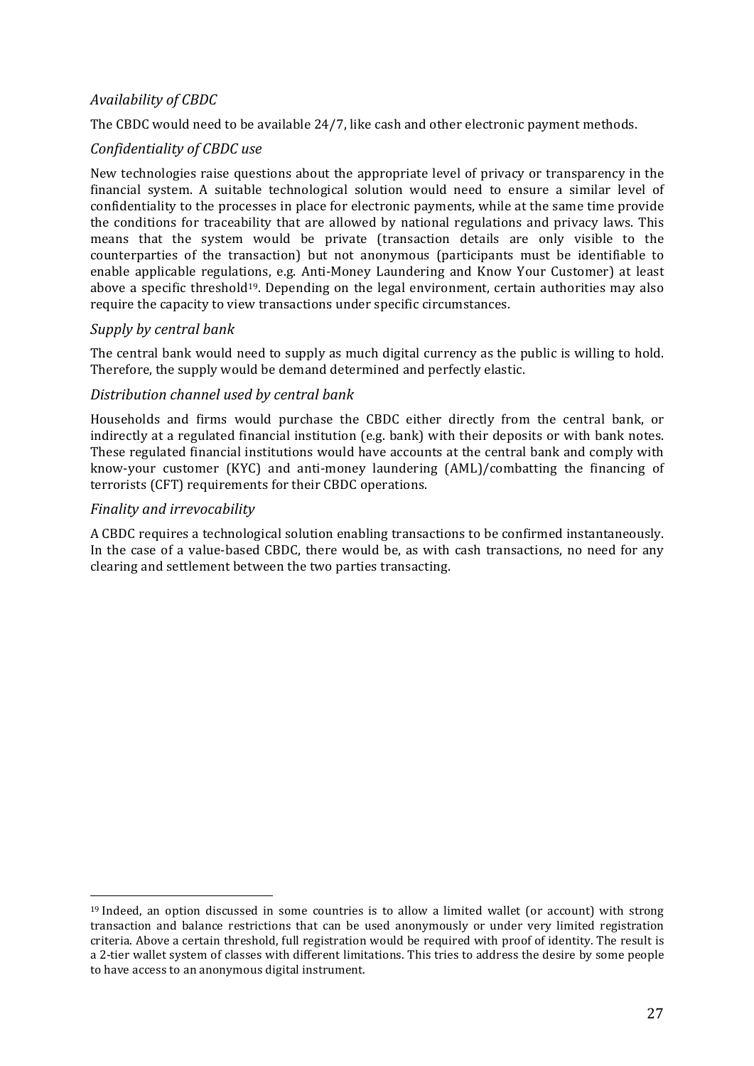*Availability of CBDC*

The CBDC would need to be available 24/7, like cash and other electronic payment methods.

*Confidentiality of CBDC use*

New technologies raise questions about the appropriate level of privacy or transparency in the financial system. A suitable technological solution would need to ensure a similar level of confidentiality to the processes in place for electronic payments, while at the same time provide the conditions for traceability that are allowed by national regulations and privacy laws. This means that the system would be private (transaction details are only visible to the counterparties of the transaction) but not anonymous (participants must be identifiable to enable applicable regulations, e.g. Anti-Money Laundering and Know Your Customer) at least above a specific threshold[19]. Depending on the legal environment, certain authorities may also require the capacity to view transactions under specific circumstances.

*Supply by central bank*

The central bank would need to supply as much digital currency as the public is willing to hold. Therefore, the supply would be demand determined and perfectly elastic.

*Distribution channel used by central bank*

Households and firms would purchase the CBDC either directly from the central bank, or indirectly at a regulated financial institution (e.g. bank) with their deposits or with bank notes. These regulated financial institutions would have accounts at the central bank and comply with know-your customer (KYC) and anti-money laundering (AML)/combatting the financing of terrorists (CFT) requirements for their CBDC operations.

*Finality and irrevocability*

A CBDC requires a technological solution enabling transactions to be confirmed instantaneously. In the case of a value-based CBDC, there would be, as with cash transactions, no need for any clearing and settlement between the two parties transacting.

---

[19] Indeed, an option discussed in some countries is to allow a limited wallet (or account) with strong transaction and balance restrictions that can be used anonymously or under very limited registration criteria. Above a certain threshold, full registration would be required with proof of identity. The result is a 2-tier wallet system of classes with different limitations. This tries to address the desire by some people to have access to an anonymous digital instrument.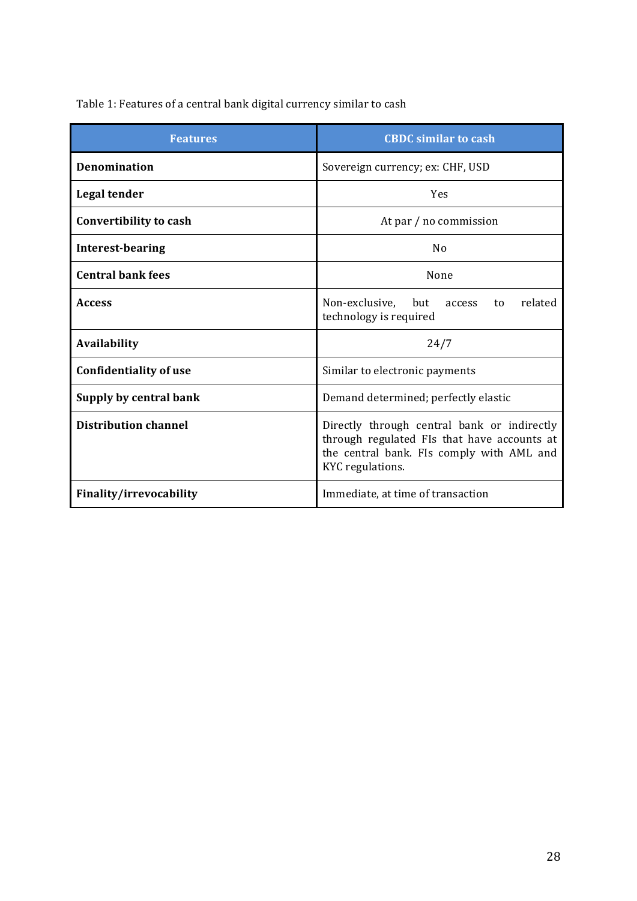Table 1: Features of a central bank digital currency similar to cash

| Features | CBDC similar to cash |
|---|---|
| **Denomination** | Sovereign currency; ex: CHF, USD |
| **Legal tender** | Yes |
| **Convertibility to cash** | At par / no commission |
| **Interest-bearing** | No |
| **Central bank fees** | None |
| **Access** | Non-exclusive, but access to related technology is required |
| **Availability** | 24/7 |
| **Confidentiality of use** | Similar to electronic payments |
| **Supply by central bank** | Demand determined; perfectly elastic |
| **Distribution channel** | Directly through central bank or indirectly through regulated FIs that have accounts at the central bank. FIs comply with AML and KYC regulations. |
| **Finality/irrevocability** | Immediate, at time of transaction |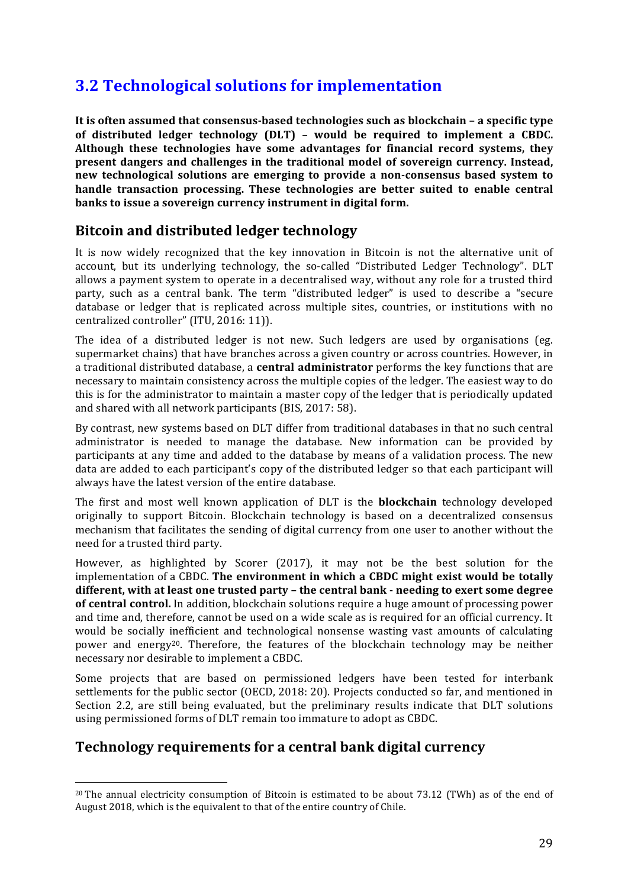## 3.2 Technological solutions for implementation

**It is often assumed that consensus-based technologies such as blockchain – a specific type of distributed ledger technology (DLT) – would be required to implement a CBDC. Although these technologies have some advantages for financial record systems, they present dangers and challenges in the traditional model of sovereign currency. Instead, new technological solutions are emerging to provide a non-consensus based system to handle transaction processing. These technologies are better suited to enable central banks to issue a sovereign currency instrument in digital form.**

### Bitcoin and distributed ledger technology

It is now widely recognized that the key innovation in Bitcoin is not the alternative unit of account, but its underlying technology, the so-called "Distributed Ledger Technology". DLT allows a payment system to operate in a decentralised way, without any role for a trusted third party, such as a central bank. The term "distributed ledger" is used to describe a "secure database or ledger that is replicated across multiple sites, countries, or institutions with no centralized controller" (ITU, 2016: 11)).

The idea of a distributed ledger is not new. Such ledgers are used by organisations (eg. supermarket chains) that have branches across a given country or across countries. However, in a traditional distributed database, a **central administrator** performs the key functions that are necessary to maintain consistency across the multiple copies of the ledger. The easiest way to do this is for the administrator to maintain a master copy of the ledger that is periodically updated and shared with all network participants (BIS, 2017: 58).

By contrast, new systems based on DLT differ from traditional databases in that no such central administrator is needed to manage the database. New information can be provided by participants at any time and added to the database by means of a validation process. The new data are added to each participant's copy of the distributed ledger so that each participant will always have the latest version of the entire database.

The first and most well known application of DLT is the **blockchain** technology developed originally to support Bitcoin. Blockchain technology is based on a decentralized consensus mechanism that facilitates the sending of digital currency from one user to another without the need for a trusted third party.

However, as highlighted by Scorer (2017), it may not be the best solution for the implementation of a CBDC. **The environment in which a CBDC might exist would be totally different, with at least one trusted party – the central bank - needing to exert some degree of central control.** In addition, blockchain solutions require a huge amount of processing power and time and, therefore, cannot be used on a wide scale as is required for an official currency. It would be socially inefficient and technological nonsense wasting vast amounts of calculating power and energy[20]. Therefore, the features of the blockchain technology may be neither necessary nor desirable to implement a CBDC.

Some projects that are based on permissioned ledgers have been tested for interbank settlements for the public sector (OECD, 2018: 20). Projects conducted so far, and mentioned in Section 2.2, are still being evaluated, but the preliminary results indicate that DLT solutions using permissioned forms of DLT remain too immature to adopt as CBDC.

### Technology requirements for a central bank digital currency

[20] The annual electricity consumption of Bitcoin is estimated to be about 73.12 (TWh) as of the end of August 2018, which is the equivalent to that of the entire country of Chile.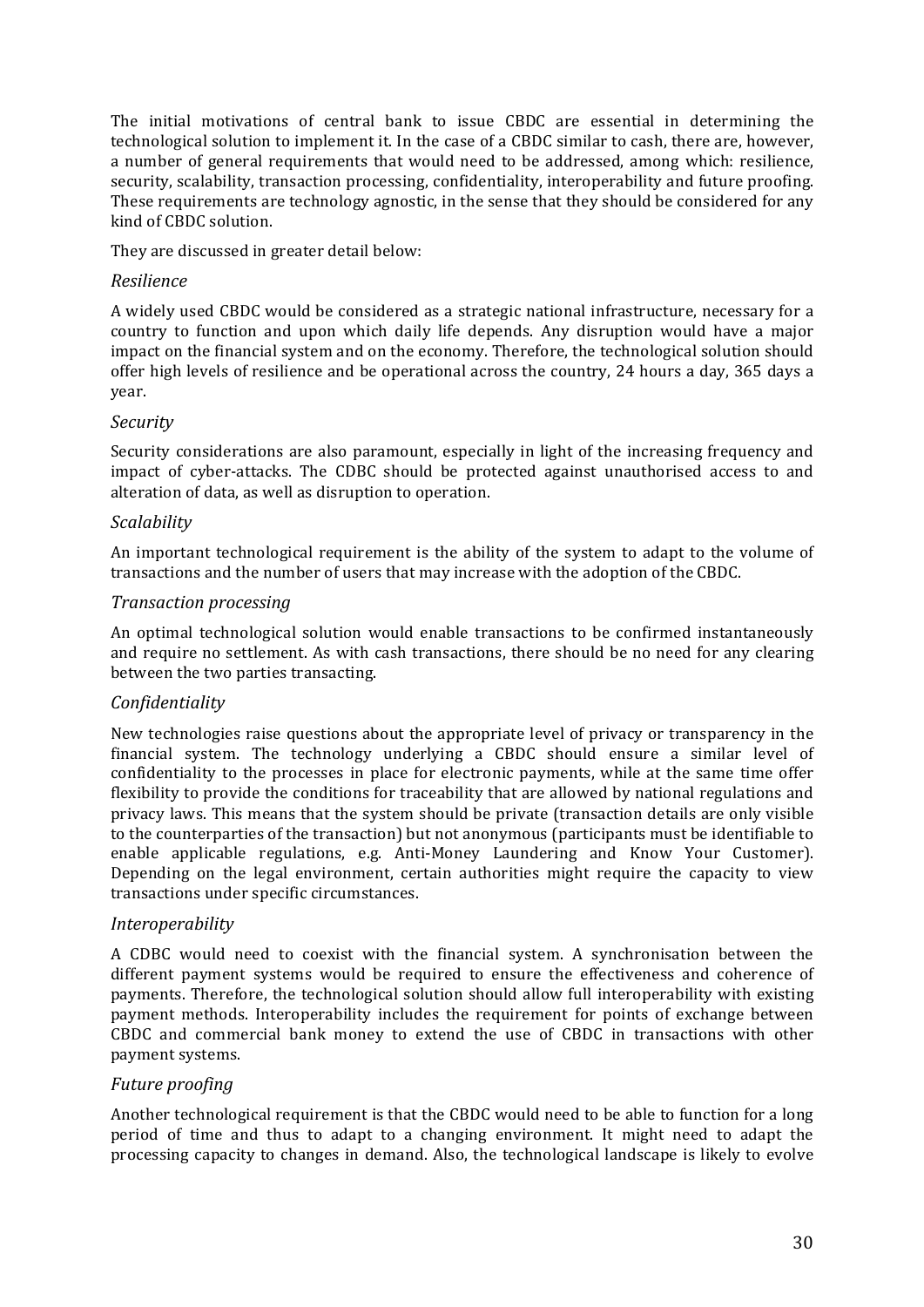The initial motivations of central bank to issue CBDC are essential in determining the technological solution to implement it. In the case of a CBDC similar to cash, there are, however, a number of general requirements that would need to be addressed, among which: resilience, security, scalability, transaction processing, confidentiality, interoperability and future proofing. These requirements are technology agnostic, in the sense that they should be considered for any kind of CBDC solution.

They are discussed in greater detail below:

### *Resilience*

A widely used CBDC would be considered as a strategic national infrastructure, necessary for a country to function and upon which daily life depends. Any disruption would have a major impact on the financial system and on the economy. Therefore, the technological solution should offer high levels of resilience and be operational across the country, 24 hours a day, 365 days a year.

### *Security*

Security considerations are also paramount, especially in light of the increasing frequency and impact of cyber-attacks. The CDBC should be protected against unauthorised access to and alteration of data, as well as disruption to operation.

### *Scalability*

An important technological requirement is the ability of the system to adapt to the volume of transactions and the number of users that may increase with the adoption of the CBDC.

### *Transaction processing*

An optimal technological solution would enable transactions to be confirmed instantaneously and require no settlement. As with cash transactions, there should be no need for any clearing between the two parties transacting.

### *Confidentiality*

New technologies raise questions about the appropriate level of privacy or transparency in the financial system. The technology underlying a CBDC should ensure a similar level of confidentiality to the processes in place for electronic payments, while at the same time offer flexibility to provide the conditions for traceability that are allowed by national regulations and privacy laws. This means that the system should be private (transaction details are only visible to the counterparties of the transaction) but not anonymous (participants must be identifiable to enable applicable regulations, e.g. Anti-Money Laundering and Know Your Customer). Depending on the legal environment, certain authorities might require the capacity to view transactions under specific circumstances.

### *Interoperability*

A CDBC would need to coexist with the financial system. A synchronisation between the different payment systems would be required to ensure the effectiveness and coherence of payments. Therefore, the technological solution should allow full interoperability with existing payment methods. Interoperability includes the requirement for points of exchange between CBDC and commercial bank money to extend the use of CBDC in transactions with other payment systems.

### *Future proofing*

Another technological requirement is that the CBDC would need to be able to function for a long period of time and thus to adapt to a changing environment. It might need to adapt the processing capacity to changes in demand. Also, the technological landscape is likely to evolve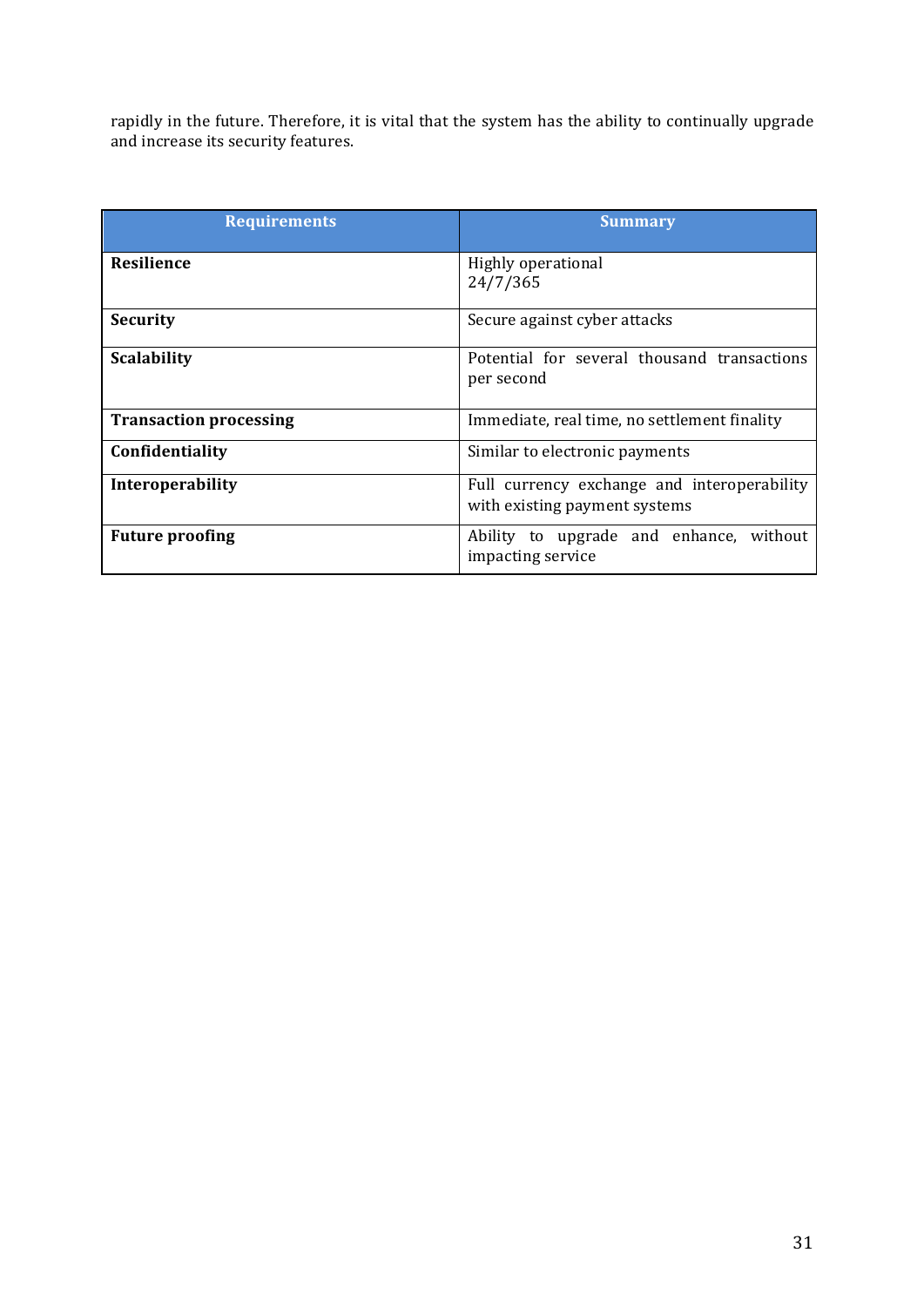rapidly in the future. Therefore, it is vital that the system has the ability to continually upgrade and increase its security features.

| Requirements | Summary |
|---|---|
| **Resilience** | Highly operational 24/7/365 |
| **Security** | Secure against cyber attacks |
| **Scalability** | Potential for several thousand transactions per second |
| **Transaction processing** | Immediate, real time, no settlement finality |
| **Confidentiality** | Similar to electronic payments |
| **Interoperability** | Full currency exchange and interoperability with existing payment systems |
| **Future proofing** | Ability to upgrade and enhance, without impacting service |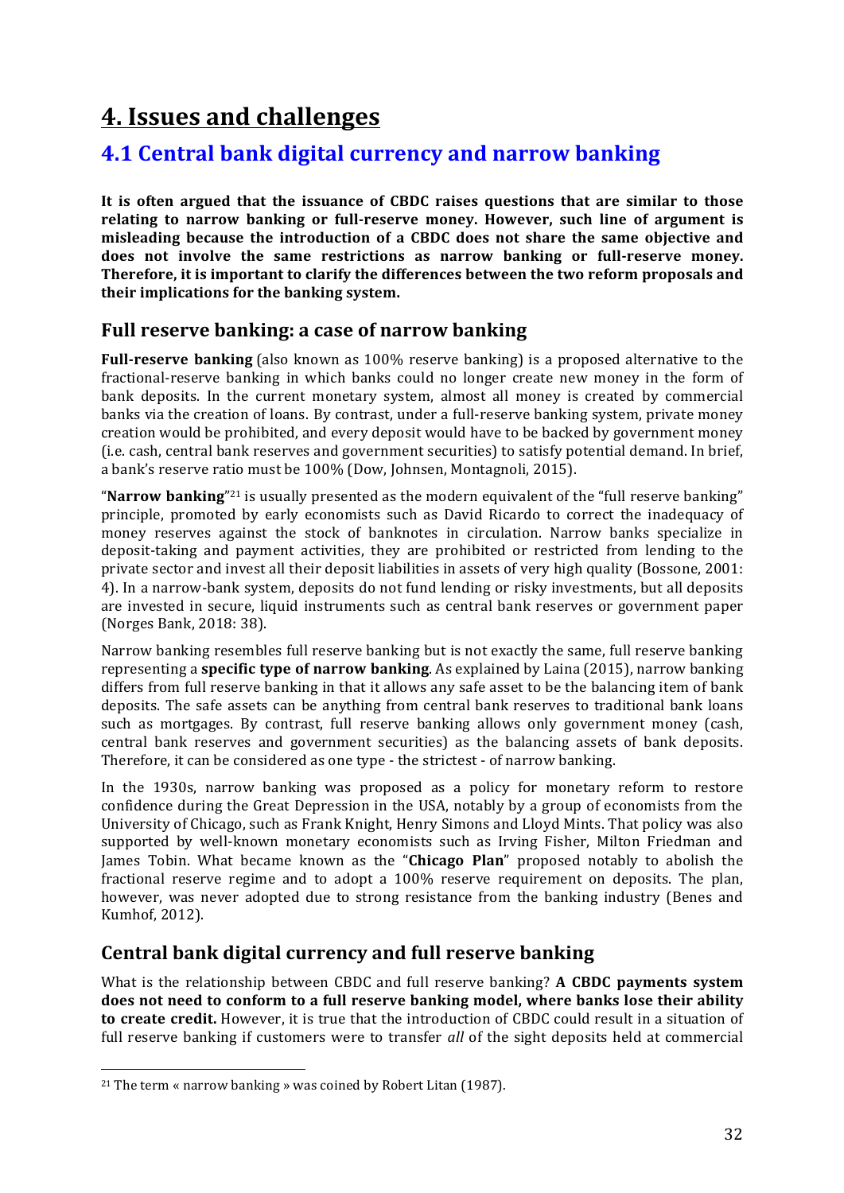# 4. Issues and challenges

## 4.1 Central bank digital currency and narrow banking

**It is often argued that the issuance of CBDC raises questions that are similar to those relating to narrow banking or full-reserve money. However, such line of argument is misleading because the introduction of a CBDC does not share the same objective and does not involve the same restrictions as narrow banking or full-reserve money. Therefore, it is important to clarify the differences between the two reform proposals and their implications for the banking system.**

### Full reserve banking: a case of narrow banking

**Full-reserve banking** (also known as 100% reserve banking) is a proposed alternative to the fractional-reserve banking in which banks could no longer create new money in the form of bank deposits. In the current monetary system, almost all money is created by commercial banks via the creation of loans. By contrast, under a full-reserve banking system, private money creation would be prohibited, and every deposit would have to be backed by government money (i.e. cash, central bank reserves and government securities) to satisfy potential demand. In brief, a bank's reserve ratio must be 100% (Dow, Johnsen, Montagnoli, 2015).

"**Narrow banking**"[21] is usually presented as the modern equivalent of the "full reserve banking" principle, promoted by early economists such as David Ricardo to correct the inadequacy of money reserves against the stock of banknotes in circulation. Narrow banks specialize in deposit-taking and payment activities, they are prohibited or restricted from lending to the private sector and invest all their deposit liabilities in assets of very high quality (Bossone, 2001: 4). In a narrow-bank system, deposits do not fund lending or risky investments, but all deposits are invested in secure, liquid instruments such as central bank reserves or government paper (Norges Bank, 2018: 38).

Narrow banking resembles full reserve banking but is not exactly the same, full reserve banking representing a **specific type of narrow banking**. As explained by Laina (2015), narrow banking differs from full reserve banking in that it allows any safe asset to be the balancing item of bank deposits. The safe assets can be anything from central bank reserves to traditional bank loans such as mortgages. By contrast, full reserve banking allows only government money (cash, central bank reserves and government securities) as the balancing assets of bank deposits. Therefore, it can be considered as one type - the strictest - of narrow banking.

In the 1930s, narrow banking was proposed as a policy for monetary reform to restore confidence during the Great Depression in the USA, notably by a group of economists from the University of Chicago, such as Frank Knight, Henry Simons and Lloyd Mints. That policy was also supported by well-known monetary economists such as Irving Fisher, Milton Friedman and James Tobin. What became known as the "**Chicago Plan**" proposed notably to abolish the fractional reserve regime and to adopt a 100% reserve requirement on deposits. The plan, however, was never adopted due to strong resistance from the banking industry (Benes and Kumhof, 2012).

### Central bank digital currency and full reserve banking

What is the relationship between CBDC and full reserve banking? **A CBDC payments system does not need to conform to a full reserve banking model, where banks lose their ability to create credit.** However, it is true that the introduction of CBDC could result in a situation of full reserve banking if customers were to transfer *all* of the sight deposits held at commercial

[21] The term « narrow banking » was coined by Robert Litan (1987).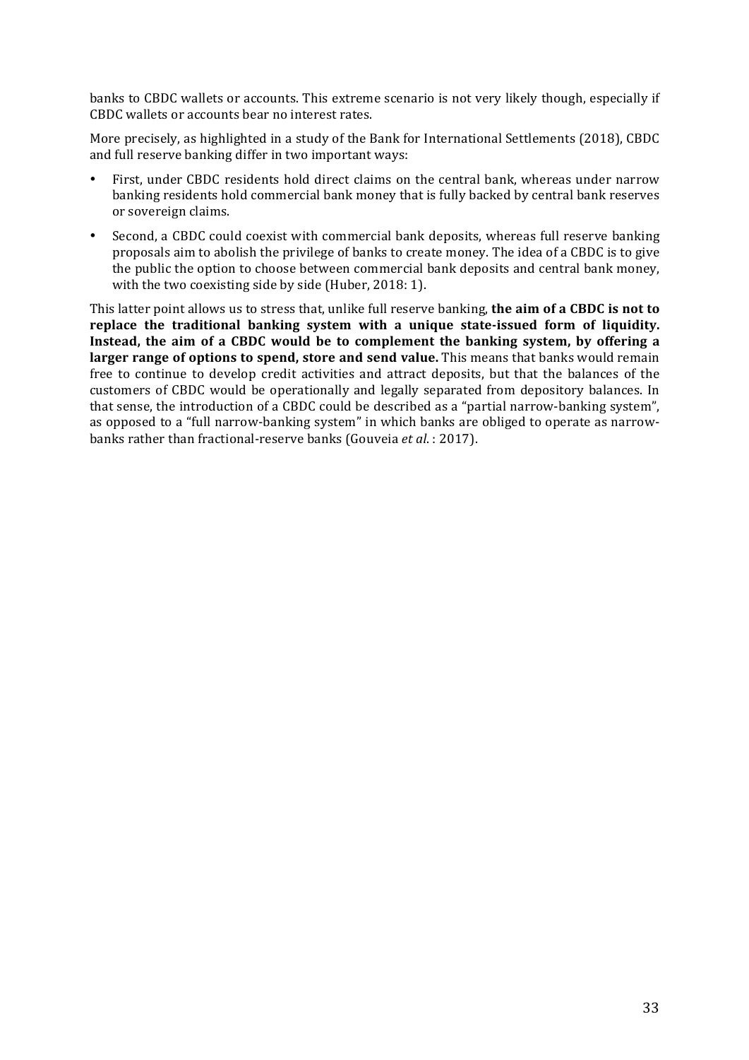banks to CBDC wallets or accounts. This extreme scenario is not very likely though, especially if CBDC wallets or accounts bear no interest rates.

More precisely, as highlighted in a study of the Bank for International Settlements (2018), CBDC and full reserve banking differ in two important ways:

- First, under CBDC residents hold direct claims on the central bank, whereas under narrow banking residents hold commercial bank money that is fully backed by central bank reserves or sovereign claims.
- Second, a CBDC could coexist with commercial bank deposits, whereas full reserve banking proposals aim to abolish the privilege of banks to create money. The idea of a CBDC is to give the public the option to choose between commercial bank deposits and central bank money, with the two coexisting side by side (Huber, 2018: 1).

This latter point allows us to stress that, unlike full reserve banking, **the aim of a CBDC is not to replace the traditional banking system with a unique state-issued form of liquidity. Instead, the aim of a CBDC would be to complement the banking system, by offering a larger range of options to spend, store and send value.** This means that banks would remain free to continue to develop credit activities and attract deposits, but that the balances of the customers of CBDC would be operationally and legally separated from depository balances. In that sense, the introduction of a CBDC could be described as a "partial narrow-banking system", as opposed to a "full narrow-banking system" in which banks are obliged to operate as narrow-banks rather than fractional-reserve banks (Gouveia *et al.* : 2017).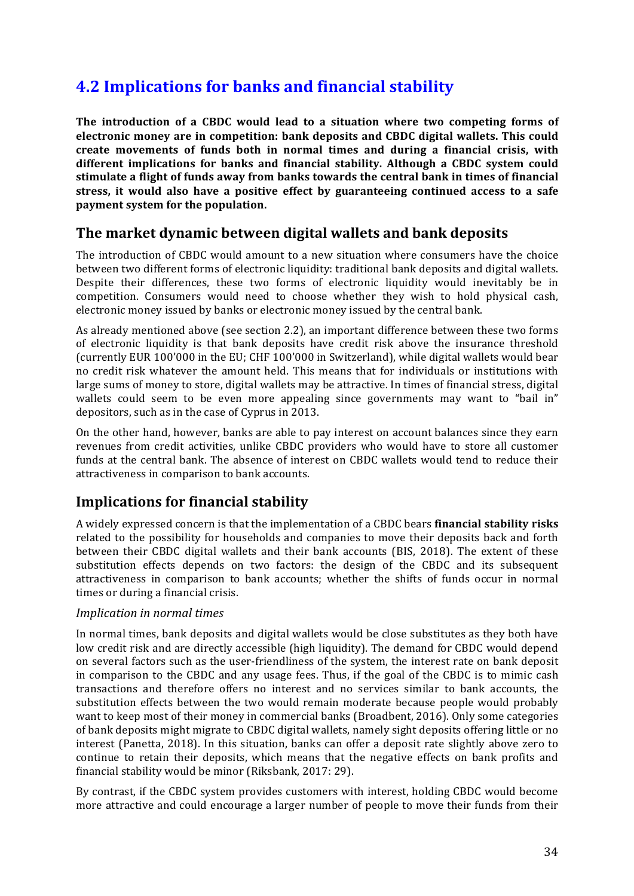## 4.2 Implications for banks and financial stability

**The introduction of a CBDC would lead to a situation where two competing forms of electronic money are in competition: bank deposits and CBDC digital wallets. This could create movements of funds both in normal times and during a financial crisis, with different implications for banks and financial stability. Although a CBDC system could stimulate a flight of funds away from banks towards the central bank in times of financial stress, it would also have a positive effect by guaranteeing continued access to a safe payment system for the population.**

### The market dynamic between digital wallets and bank deposits

The introduction of CBDC would amount to a new situation where consumers have the choice between two different forms of electronic liquidity: traditional bank deposits and digital wallets. Despite their differences, these two forms of electronic liquidity would inevitably be in competition. Consumers would need to choose whether they wish to hold physical cash, electronic money issued by banks or electronic money issued by the central bank.

As already mentioned above (see section 2.2), an important difference between these two forms of electronic liquidity is that bank deposits have credit risk above the insurance threshold (currently EUR 100'000 in the EU; CHF 100'000 in Switzerland), while digital wallets would bear no credit risk whatever the amount held. This means that for individuals or institutions with large sums of money to store, digital wallets may be attractive. In times of financial stress, digital wallets could seem to be even more appealing since governments may want to "bail in" depositors, such as in the case of Cyprus in 2013.

On the other hand, however, banks are able to pay interest on account balances since they earn revenues from credit activities, unlike CBDC providers who would have to store all customer funds at the central bank. The absence of interest on CBDC wallets would tend to reduce their attractiveness in comparison to bank accounts.

### Implications for financial stability

A widely expressed concern is that the implementation of a CBDC bears **financial stability risks** related to the possibility for households and companies to move their deposits back and forth between their CBDC digital wallets and their bank accounts (BIS, 2018). The extent of these substitution effects depends on two factors: the design of the CBDC and its subsequent attractiveness in comparison to bank accounts; whether the shifts of funds occur in normal times or during a financial crisis.

*Implication in normal times*

In normal times, bank deposits and digital wallets would be close substitutes as they both have low credit risk and are directly accessible (high liquidity). The demand for CBDC would depend on several factors such as the user-friendliness of the system, the interest rate on bank deposit in comparison to the CBDC and any usage fees. Thus, if the goal of the CBDC is to mimic cash transactions and therefore offers no interest and no services similar to bank accounts, the substitution effects between the two would remain moderate because people would probably want to keep most of their money in commercial banks (Broadbent, 2016). Only some categories of bank deposits might migrate to CBDC digital wallets, namely sight deposits offering little or no interest (Panetta, 2018). In this situation, banks can offer a deposit rate slightly above zero to continue to retain their deposits, which means that the negative effects on bank profits and financial stability would be minor (Riksbank, 2017: 29).

By contrast, if the CBDC system provides customers with interest, holding CBDC would become more attractive and could encourage a larger number of people to move their funds from their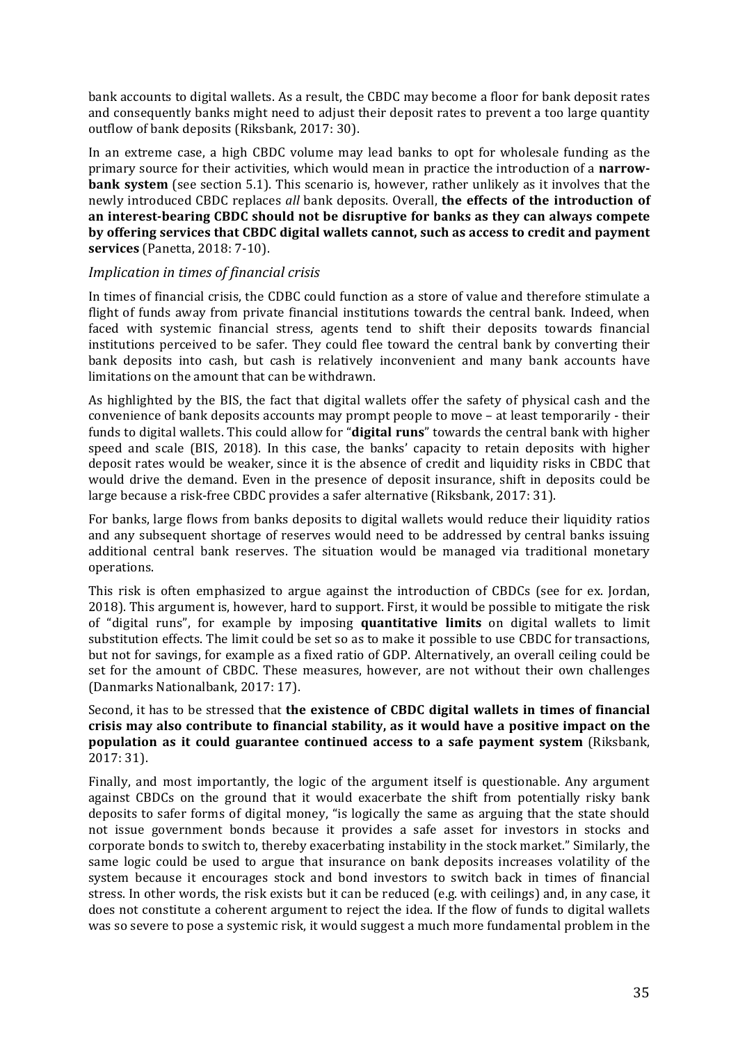bank accounts to digital wallets. As a result, the CBDC may become a floor for bank deposit rates and consequently banks might need to adjust their deposit rates to prevent a too large quantity outflow of bank deposits (Riksbank, 2017: 30).

In an extreme case, a high CBDC volume may lead banks to opt for wholesale funding as the primary source for their activities, which would mean in practice the introduction of a **narrow-bank system** (see section 5.1). This scenario is, however, rather unlikely as it involves that the newly introduced CBDC replaces *all* bank deposits. Overall, **the effects of the introduction of an interest-bearing CBDC should not be disruptive for banks as they can always compete by offering services that CBDC digital wallets cannot, such as access to credit and payment services** (Panetta, 2018: 7-10).

### *Implication in times of financial crisis*

In times of financial crisis, the CDBC could function as a store of value and therefore stimulate a flight of funds away from private financial institutions towards the central bank. Indeed, when faced with systemic financial stress, agents tend to shift their deposits towards financial institutions perceived to be safer. They could flee toward the central bank by converting their bank deposits into cash, but cash is relatively inconvenient and many bank accounts have limitations on the amount that can be withdrawn.

As highlighted by the BIS, the fact that digital wallets offer the safety of physical cash and the convenience of bank deposits accounts may prompt people to move – at least temporarily - their funds to digital wallets. This could allow for "**digital runs**" towards the central bank with higher speed and scale (BIS, 2018). In this case, the banks' capacity to retain deposits with higher deposit rates would be weaker, since it is the absence of credit and liquidity risks in CBDC that would drive the demand. Even in the presence of deposit insurance, shift in deposits could be large because a risk-free CBDC provides a safer alternative (Riksbank, 2017: 31).

For banks, large flows from banks deposits to digital wallets would reduce their liquidity ratios and any subsequent shortage of reserves would need to be addressed by central banks issuing additional central bank reserves. The situation would be managed via traditional monetary operations.

This risk is often emphasized to argue against the introduction of CBDCs (see for ex. Jordan, 2018). This argument is, however, hard to support. First, it would be possible to mitigate the risk of "digital runs", for example by imposing **quantitative limits** on digital wallets to limit substitution effects. The limit could be set so as to make it possible to use CBDC for transactions, but not for savings, for example as a fixed ratio of GDP. Alternatively, an overall ceiling could be set for the amount of CBDC. These measures, however, are not without their own challenges (Danmarks Nationalbank, 2017: 17).

Second, it has to be stressed that **the existence of CBDC digital wallets in times of financial crisis may also contribute to financial stability, as it would have a positive impact on the population as it could guarantee continued access to a safe payment system** (Riksbank, 2017: 31).

Finally, and most importantly, the logic of the argument itself is questionable. Any argument against CBDCs on the ground that it would exacerbate the shift from potentially risky bank deposits to safer forms of digital money, "is logically the same as arguing that the state should not issue government bonds because it provides a safe asset for investors in stocks and corporate bonds to switch to, thereby exacerbating instability in the stock market." Similarly, the same logic could be used to argue that insurance on bank deposits increases volatility of the system because it encourages stock and bond investors to switch back in times of financial stress. In other words, the risk exists but it can be reduced (e.g. with ceilings) and, in any case, it does not constitute a coherent argument to reject the idea. If the flow of funds to digital wallets was so severe to pose a systemic risk, it would suggest a much more fundamental problem in the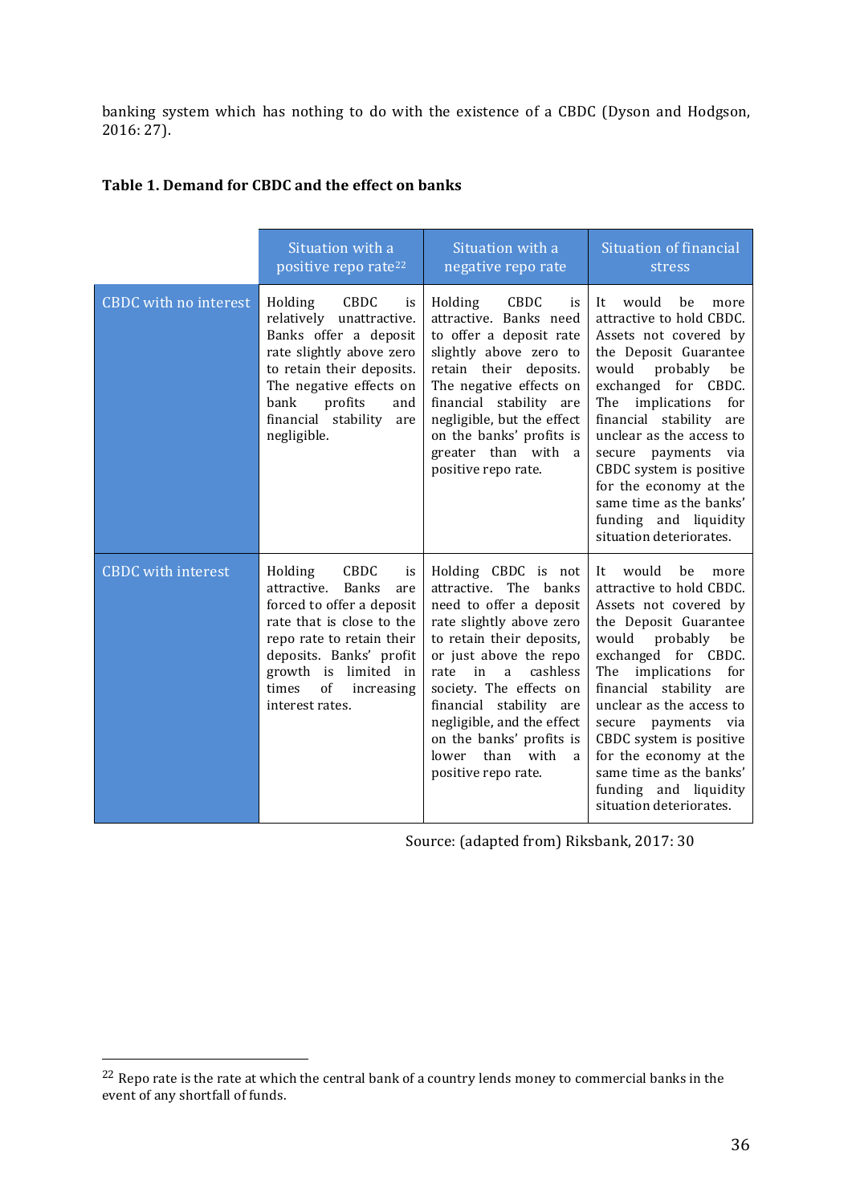banking system which has nothing to do with the existence of a CBDC (Dyson and Hodgson, 2016: 27).

**Table 1. Demand for CBDC and the effect on banks**

| | Situation with a positive repo rate[22] | Situation with a negative repo rate | Situation of financial stress |
|---|---|---|---|
| CBDC with no interest | Holding CBDC is relatively unattractive. Banks offer a deposit rate slightly above zero to retain their deposits. The negative effects on bank profits and financial stability are negligible. | Holding CBDC is attractive. Banks need to offer a deposit rate slightly above zero to retain their deposits. The negative effects on financial stability are negligible, but the effect on the banks' profits is greater than with a positive repo rate. | It would be more attractive to hold CBDC. Assets not covered by the Deposit Guarantee would probably be exchanged for CBDC. The implications for financial stability are unclear as the access to secure payments via CBDC system is positive for the economy at the same time as the banks' funding and liquidity situation deteriorates. |
| CBDC with interest | Holding CBDC is attractive. Banks are forced to offer a deposit rate that is close to the repo rate to retain their deposits. Banks' profit growth is limited in times of increasing interest rates. | Holding CBDC is not attractive. The banks need to offer a deposit rate slightly above zero to retain their deposits, or just above the repo rate in a cashless society. The effects on financial stability are negligible, and the effect on the banks' profits is lower than with a positive repo rate. | It would be more attractive to hold CBDC. Assets not covered by the Deposit Guarantee would probably be exchanged for CBDC. The implications for financial stability are unclear as the access to secure payments via CBDC system is positive for the economy at the same time as the banks' funding and liquidity situation deteriorates. |

Source: (adapted from) Riksbank, 2017: 30

[22] Repo rate is the rate at which the central bank of a country lends money to commercial banks in the event of any shortfall of funds.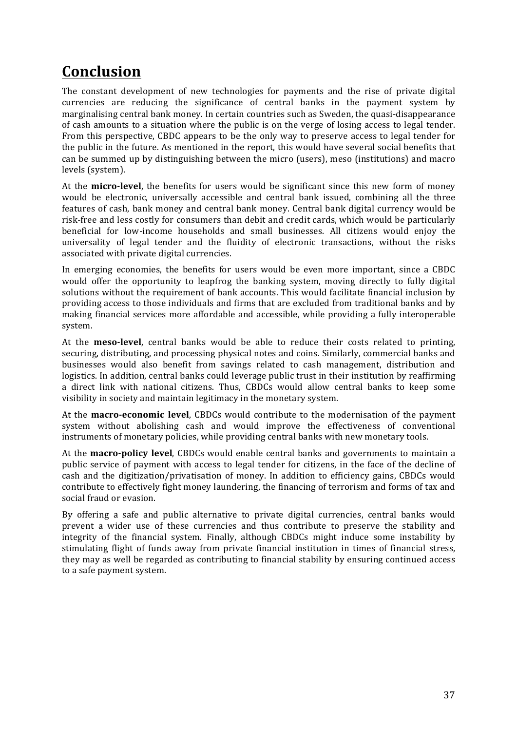# Conclusion

The constant development of new technologies for payments and the rise of private digital currencies are reducing the significance of central banks in the payment system by marginalising central bank money. In certain countries such as Sweden, the quasi-disappearance of cash amounts to a situation where the public is on the verge of losing access to legal tender. From this perspective, CBDC appears to be the only way to preserve access to legal tender for the public in the future. As mentioned in the report, this would have several social benefits that can be summed up by distinguishing between the micro (users), meso (institutions) and macro levels (system).

At the **micro-level**, the benefits for users would be significant since this new form of money would be electronic, universally accessible and central bank issued, combining all the three features of cash, bank money and central bank money. Central bank digital currency would be risk-free and less costly for consumers than debit and credit cards, which would be particularly beneficial for low-income households and small businesses. All citizens would enjoy the universality of legal tender and the fluidity of electronic transactions, without the risks associated with private digital currencies.

In emerging economies, the benefits for users would be even more important, since a CBDC would offer the opportunity to leapfrog the banking system, moving directly to fully digital solutions without the requirement of bank accounts. This would facilitate financial inclusion by providing access to those individuals and firms that are excluded from traditional banks and by making financial services more affordable and accessible, while providing a fully interoperable system.

At the **meso-level**, central banks would be able to reduce their costs related to printing, securing, distributing, and processing physical notes and coins. Similarly, commercial banks and businesses would also benefit from savings related to cash management, distribution and logistics. In addition, central banks could leverage public trust in their institution by reaffirming a direct link with national citizens. Thus, CBDCs would allow central banks to keep some visibility in society and maintain legitimacy in the monetary system.

At the **macro-economic level**, CBDCs would contribute to the modernisation of the payment system without abolishing cash and would improve the effectiveness of conventional instruments of monetary policies, while providing central banks with new monetary tools.

At the **macro-policy level**, CBDCs would enable central banks and governments to maintain a public service of payment with access to legal tender for citizens, in the face of the decline of cash and the digitization/privatisation of money. In addition to efficiency gains, CBDCs would contribute to effectively fight money laundering, the financing of terrorism and forms of tax and social fraud or evasion.

By offering a safe and public alternative to private digital currencies, central banks would prevent a wider use of these currencies and thus contribute to preserve the stability and integrity of the financial system. Finally, although CBDCs might induce some instability by stimulating flight of funds away from private financial institution in times of financial stress, they may as well be regarded as contributing to financial stability by ensuring continued access to a safe payment system.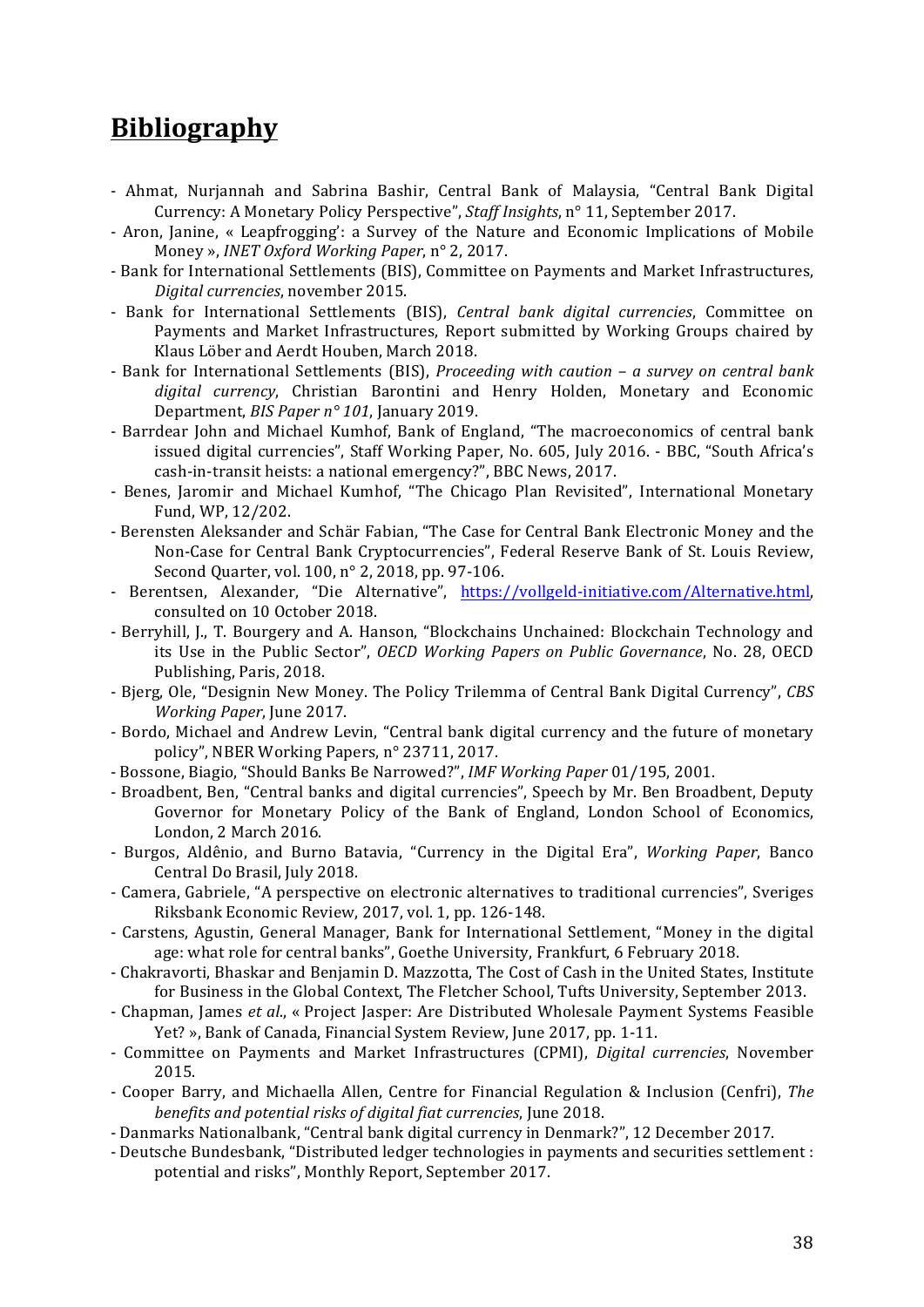# Bibliography

- Ahmat, Nurjannah and Sabrina Bashir, Central Bank of Malaysia, "Central Bank Digital Currency: A Monetary Policy Perspective", *Staff Insights*, n° 11, September 2017.
- Aron, Janine, « Leapfrogging': a Survey of the Nature and Economic Implications of Mobile Money », *INET Oxford Working Paper*, n° 2, 2017.
- Bank for International Settlements (BIS), Committee on Payments and Market Infrastructures, *Digital currencies*, november 2015.
- Bank for International Settlements (BIS), *Central bank digital currencies*, Committee on Payments and Market Infrastructures, Report submitted by Working Groups chaired by Klaus Löber and Aerdt Houben, March 2018.
- Bank for International Settlements (BIS), *Proceeding with caution – a survey on central bank digital currency*, Christian Barontini and Henry Holden, Monetary and Economic Department, *BIS Paper n° 101*, January 2019.
- Barrdear John and Michael Kumhof, Bank of England, "The macroeconomics of central bank issued digital currencies", Staff Working Paper, No. 605, July 2016. - BBC, "South Africa's cash-in-transit heists: a national emergency?", BBC News, 2017.
- Benes, Jaromir and Michael Kumhof, "The Chicago Plan Revisited", International Monetary Fund, WP, 12/202.
- Berensten Aleksander and Schär Fabian, "The Case for Central Bank Electronic Money and the Non-Case for Central Bank Cryptocurrencies", Federal Reserve Bank of St. Louis Review, Second Quarter, vol. 100, n° 2, 2018, pp. 97-106.
- Berentsen, Alexander, "Die Alternative", https://vollgeld-initiative.com/Alternative.html, consulted on 10 October 2018.
- Berryhill, J., T. Bourgery and A. Hanson, "Blockchains Unchained: Blockchain Technology and its Use in the Public Sector", *OECD Working Papers on Public Governance*, No. 28, OECD Publishing, Paris, 2018.
- Bjerg, Ole, "Designin New Money. The Policy Trilemma of Central Bank Digital Currency", *CBS Working Paper*, June 2017.
- Bordo, Michael and Andrew Levin, "Central bank digital currency and the future of monetary policy", NBER Working Papers, n° 23711, 2017.
- Bossone, Biagio, "Should Banks Be Narrowed?", *IMF Working Paper* 01/195, 2001.
- Broadbent, Ben, "Central banks and digital currencies", Speech by Mr. Ben Broadbent, Deputy Governor for Monetary Policy of the Bank of England, London School of Economics, London, 2 March 2016.
- Burgos, Aldênio, and Burno Batavia, "Currency in the Digital Era", *Working Paper*, Banco Central Do Brasil, July 2018.
- Camera, Gabriele, "A perspective on electronic alternatives to traditional currencies", Sveriges Riksbank Economic Review, 2017, vol. 1, pp. 126-148.
- Carstens, Agustin, General Manager, Bank for International Settlement, "Money in the digital age: what role for central banks", Goethe University, Frankfurt, 6 February 2018.
- Chakravorti, Bhaskar and Benjamin D. Mazzotta, The Cost of Cash in the United States, Institute for Business in the Global Context, The Fletcher School, Tufts University, September 2013.
- Chapman, James *et al*., « Project Jasper: Are Distributed Wholesale Payment Systems Feasible Yet? », Bank of Canada, Financial System Review, June 2017, pp. 1-11.
- Committee on Payments and Market Infrastructures (CPMI), *Digital currencies*, November 2015.
- Cooper Barry, and Michaella Allen, Centre for Financial Regulation & Inclusion (Cenfri), *The benefits and potential risks of digital fiat currencies*, June 2018.
- Danmarks Nationalbank, "Central bank digital currency in Denmark?", 12 December 2017.
- Deutsche Bundesbank, "Distributed ledger technologies in payments and securities settlement : potential and risks", Monthly Report, September 2017.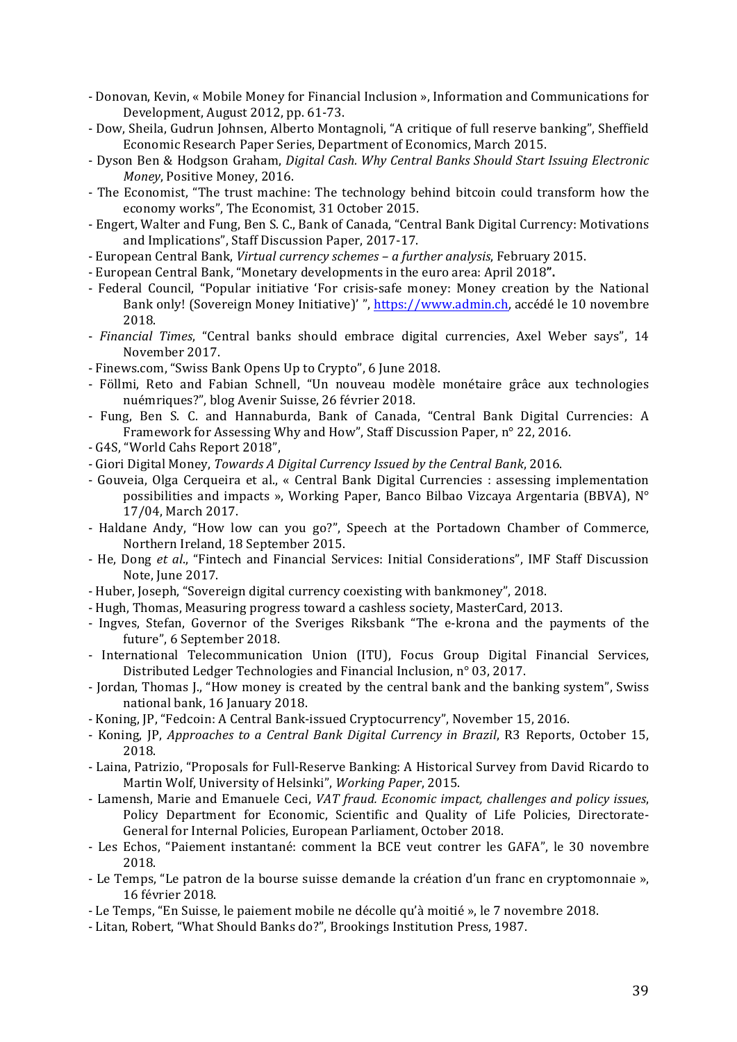- Donovan, Kevin, « Mobile Money for Financial Inclusion », Information and Communications for Development, August 2012, pp. 61-73.
- Dow, Sheila, Gudrun Johnsen, Alberto Montagnoli, "A critique of full reserve banking", Sheffield Economic Research Paper Series, Department of Economics, March 2015.
- Dyson Ben & Hodgson Graham, *Digital Cash. Why Central Banks Should Start Issuing Electronic Money*, Positive Money, 2016.
- The Economist, "The trust machine: The technology behind bitcoin could transform how the economy works", The Economist, 31 October 2015.
- Engert, Walter and Fung, Ben S. C., Bank of Canada, "Central Bank Digital Currency: Motivations and Implications", Staff Discussion Paper, 2017-17.
- European Central Bank, *Virtual currency schemes – a further analysis*, February 2015.
- European Central Bank, "Monetary developments in the euro area: April 2018**".**
- Federal Council, "Popular initiative 'For crisis-safe money: Money creation by the National Bank only! (Sovereign Money Initiative)' ", https://www.admin.ch, accédé le 10 novembre 2018.
- *Financial Times*, "Central banks should embrace digital currencies, Axel Weber says", 14 November 2017.
- Finews.com, "Swiss Bank Opens Up to Crypto", 6 June 2018.
- Föllmi, Reto and Fabian Schnell, "Un nouveau modèle monétaire grâce aux technologies nuémriques?", blog Avenir Suisse, 26 février 2018.
- Fung, Ben S. C. and Hannaburda, Bank of Canada, "Central Bank Digital Currencies: A Framework for Assessing Why and How", Staff Discussion Paper, n° 22, 2016.
- G4S, "World Cahs Report 2018",
- Giori Digital Money, *Towards A Digital Currency Issued by the Central Bank*, 2016.
- Gouveia, Olga Cerqueira et al., « Central Bank Digital Currencies : assessing implementation possibilities and impacts », Working Paper, Banco Bilbao Vizcaya Argentaria (BBVA), N° 17/04, March 2017.
- Haldane Andy, "How low can you go?", Speech at the Portadown Chamber of Commerce, Northern Ireland, 18 September 2015.
- He, Dong *et al*., "Fintech and Financial Services: Initial Considerations", IMF Staff Discussion Note, June 2017.
- Huber, Joseph, "Sovereign digital currency coexisting with bankmoney", 2018.
- Hugh, Thomas, Measuring progress toward a cashless society, MasterCard, 2013.
- Ingves, Stefan, Governor of the Sveriges Riksbank "The e-krona and the payments of the future", 6 September 2018.
- International Telecommunication Union (ITU), Focus Group Digital Financial Services, Distributed Ledger Technologies and Financial Inclusion, n° 03, 2017.
- Jordan, Thomas J., "How money is created by the central bank and the banking system", Swiss national bank, 16 January 2018.
- Koning, JP, "Fedcoin: A Central Bank-issued Cryptocurrency", November 15, 2016.
- Koning, JP, *Approaches to a Central Bank Digital Currency in Brazil*, R3 Reports, October 15, 2018.
- Laina, Patrizio, "Proposals for Full-Reserve Banking: A Historical Survey from David Ricardo to Martin Wolf, University of Helsinki", *Working Paper*, 2015.
- Lamensh, Marie and Emanuele Ceci, *VAT fraud. Economic impact, challenges and policy issues*, Policy Department for Economic, Scientific and Quality of Life Policies, Directorate-General for Internal Policies, European Parliament, October 2018.
- Les Echos, "Paiement instantané: comment la BCE veut contrer les GAFA", le 30 novembre 2018.
- Le Temps, "Le patron de la bourse suisse demande la création d'un franc en cryptomonnaie », 16 février 2018.
- Le Temps, "En Suisse, le paiement mobile ne décolle qu'à moitié », le 7 novembre 2018.
- Litan, Robert, "What Should Banks do?", Brookings Institution Press, 1987.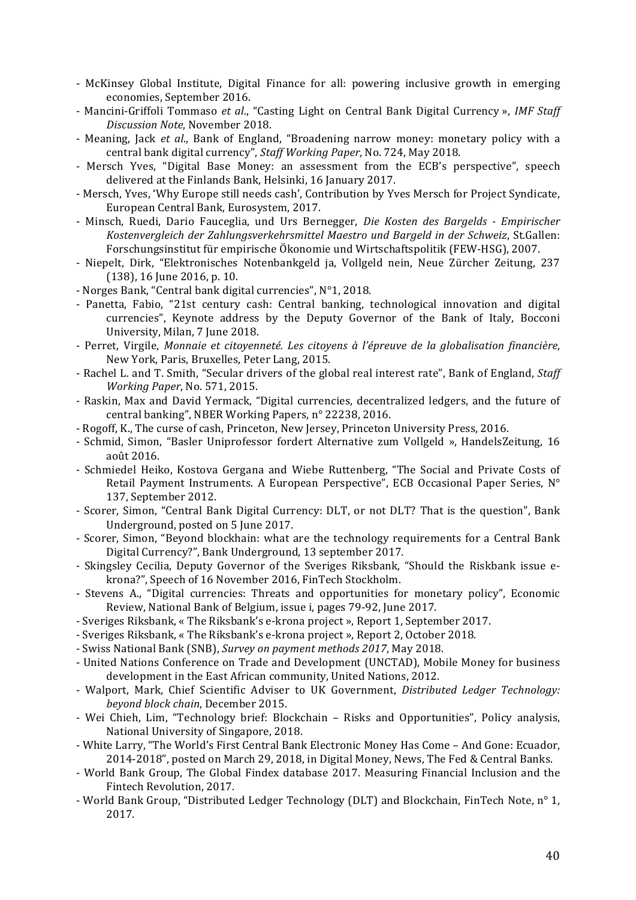- McKinsey Global Institute, Digital Finance for all: powering inclusive growth in emerging economies, September 2016.
- Mancini-Griffoli Tommaso *et al*., "Casting Light on Central Bank Digital Currency », *IMF Staff Discussion Note*, November 2018.
- Meaning, Jack *et al*., Bank of England, "Broadening narrow money: monetary policy with a central bank digital currency", *Staff Working Paper*, No. 724, May 2018.
- Mersch Yves, "Digital Base Money: an assessment from the ECB's perspective", speech delivered at the Finlands Bank, Helsinki, 16 January 2017.
- Mersch, Yves, 'Why Europe still needs cash', Contribution by Yves Mersch for Project Syndicate, European Central Bank, Eurosystem, 2017.
- Minsch, Ruedi, Dario Fauceglia, und Urs Bernegger, *Die Kosten des Bargelds - Empirischer Kostenvergleich der Zahlungsverkehrsmittel Maestro und Bargeld in der Schweiz*, St.Gallen: Forschungsinstitut für empirische Ökonomie und Wirtschaftspolitik (FEW-HSG), 2007.
- Niepelt, Dirk, "Elektronisches Notenbankgeld ja, Vollgeld nein, Neue Zürcher Zeitung, 237 (138), 16 June 2016, p. 10.
- Norges Bank, "Central bank digital currencies", N°1, 2018.
- Panetta, Fabio, "21st century cash: Central banking, technological innovation and digital currencies", Keynote address by the Deputy Governor of the Bank of Italy, Bocconi University, Milan, 7 June 2018.
- Perret, Virgile, *Monnaie et citoyenneté. Les citoyens à l'épreuve de la globalisation financière*, New York, Paris, Bruxelles, Peter Lang, 2015.
- Rachel L. and T. Smith, "Secular drivers of the global real interest rate", Bank of England, *Staff Working Paper*, No. 571, 2015.
- Raskin, Max and David Yermack, "Digital currencies, decentralized ledgers, and the future of central banking", NBER Working Papers, n° 22238, 2016.
- Rogoff, K., The curse of cash, Princeton, New Jersey, Princeton University Press, 2016.
- Schmid, Simon, "Basler Uniprofessor fordert Alternative zum Vollgeld », HandelsZeitung, 16 août 2016.
- Schmiedel Heiko, Kostova Gergana and Wiebe Ruttenberg, "The Social and Private Costs of Retail Payment Instruments. A European Perspective", ECB Occasional Paper Series, N° 137, September 2012.
- Scorer, Simon, "Central Bank Digital Currency: DLT, or not DLT? That is the question", Bank Underground, posted on 5 June 2017.
- Scorer, Simon, "Beyond blockhain: what are the technology requirements for a Central Bank Digital Currency?", Bank Underground, 13 september 2017.
- Skingsley Cecilia, Deputy Governor of the Sveriges Riksbank, "Should the Riskbank issue e-krona?", Speech of 16 November 2016, FinTech Stockholm.
- Stevens A., "Digital currencies: Threats and opportunities for monetary policy", Economic Review, National Bank of Belgium, issue i, pages 79-92, June 2017.
- Sveriges Riksbank, « The Riksbank's e-krona project », Report 1, September 2017.
- Sveriges Riksbank, « The Riksbank's e-krona project », Report 2, October 2018.
- Swiss National Bank (SNB), *Survey on payment methods 2017*, May 2018.
- United Nations Conference on Trade and Development (UNCTAD), Mobile Money for business development in the East African community, United Nations, 2012.
- Walport, Mark, Chief Scientific Adviser to UK Government, *Distributed Ledger Technology: beyond block chain*, December 2015.
- Wei Chieh, Lim, "Technology brief: Blockchain – Risks and Opportunities", Policy analysis, National University of Singapore, 2018.
- White Larry, "The World's First Central Bank Electronic Money Has Come – And Gone: Ecuador, 2014-2018", posted on March 29, 2018, in Digital Money, News, The Fed & Central Banks.
- World Bank Group, The Global Findex database 2017. Measuring Financial Inclusion and the Fintech Revolution, 2017.
- World Bank Group, "Distributed Ledger Technology (DLT) and Blockchain, FinTech Note, n° 1, 2017.